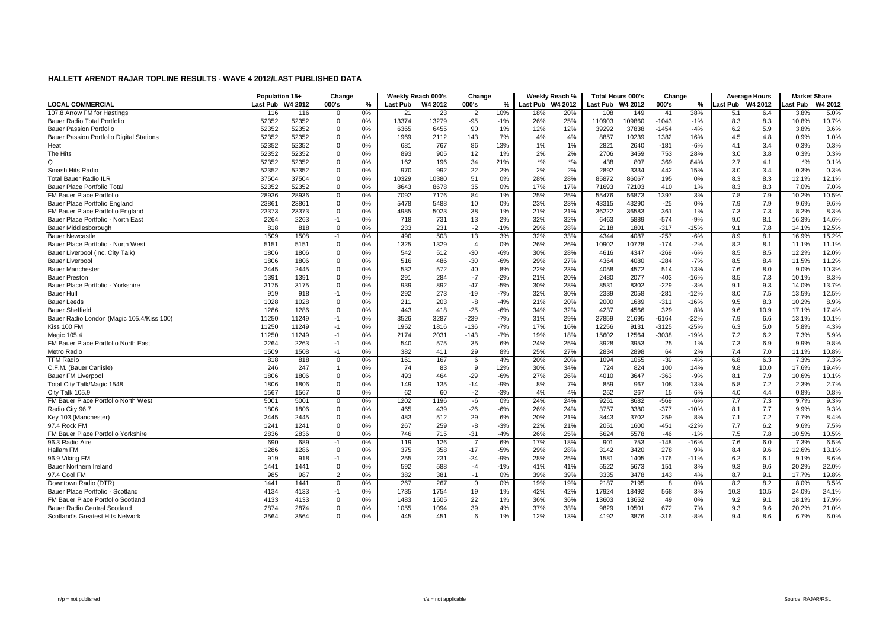# HALLETT ARENDT RAJAR TOPLINE RESULTS - WAVE 4 2012/LAST PUBLISHED DATA

| | Population 15+ | | Change | | Weekly Reach 000's | | Change | | Weekly Reach % | | Total Hours 000's | | Change | | Average Hours | | Market Share | |
|---|---|---|---|---|---|---|---|---|---|---|---|---|---|---|---|---|---|---|
| LOCAL COMMERCIAL | Last Pub | W4 2012 | 000's | % | Last Pub | W4 2012 | 000's | % | Last Pub | W4 2012 | Last Pub | W4 2012 | 000's | % | Last Pub | W4 2012 | Last Pub | W4 2012 |
| 107.8 Arrow FM for Hastings | 116 | 116 | 0 | 0% | 21 | 23 | 2 | 10% | 18% | 20% | 108 | 149 | 41 | 38% | 5.1 | 6.4 | 3.8% | 5.0% |
| Bauer Radio Total Portfolio | 52352 | 52352 | 0 | 0% | 13374 | 13279 | -95 | -1% | 26% | 25% | 110903 | 109860 | -1043 | -1% | 8.3 | 8.3 | 10.8% | 10.7% |
| Bauer Passion Portfolio | 52352 | 52352 | 0 | 0% | 6365 | 6455 | 90 | 1% | 12% | 12% | 39292 | 37838 | -1454 | -4% | 6.2 | 5.9 | 3.8% | 3.6% |
| Bauer Passion Portfolio Digital Stations | 52352 | 52352 | 0 | 0% | 1969 | 2112 | 143 | 7% | 4% | 4% | 8857 | 10239 | 1382 | 16% | 4.5 | 4.8 | 0.9% | 1.0% |
| Heat | 52352 | 52352 | 0 | 0% | 681 | 767 | 86 | 13% | 1% | 1% | 2821 | 2640 | -181 | -6% | 4.1 | 3.4 | 0.3% | 0.3% |
| The Hits | 52352 | 52352 | 0 | 0% | 893 | 905 | 12 | 1% | 2% | 2% | 2706 | 3459 | 753 | 28% | 3.0 | 3.8 | 0.3% | 0.3% |
| Q | 52352 | 52352 | 0 | 0% | 162 | 196 | 34 | 21% | *% | *% | 438 | 807 | 369 | 84% | 2.7 | 4.1 | *% | 0.1% |
| Smash Hits Radio | 52352 | 52352 | 0 | 0% | 970 | 992 | 22 | 2% | 2% | 2% | 2892 | 3334 | 442 | 15% | 3.0 | 3.4 | 0.3% | 0.3% |
| Total Bauer Radio ILR | 37504 | 37504 | 0 | 0% | 10329 | 10380 | 51 | 0% | 28% | 28% | 85872 | 86067 | 195 | 0% | 8.3 | 8.3 | 12.1% | 12.1% |
| Bauer Place Portfolio Total | 52352 | 52352 | 0 | 0% | 8643 | 8678 | 35 | 0% | 17% | 17% | 71693 | 72103 | 410 | 1% | 8.3 | 8.3 | 7.0% | 7.0% |
| FM Bauer Place Portfolio | 28936 | 28936 | 0 | 0% | 7092 | 7176 | 84 | 1% | 25% | 25% | 55476 | 56873 | 1397 | 3% | 7.8 | 7.9 | 10.2% | 10.5% |
| Bauer Place Portfolio England | 23861 | 23861 | 0 | 0% | 5478 | 5488 | 10 | 0% | 23% | 23% | 43315 | 43290 | -25 | 0% | 7.9 | 7.9 | 9.6% | 9.6% |
| FM Bauer Place Portfolio England | 23373 | 23373 | 0 | 0% | 4985 | 5023 | 38 | 1% | 21% | 21% | 36222 | 36583 | 361 | 1% | 7.3 | 7.3 | 8.2% | 8.3% |
| Bauer Place Portfolio - North East | 2264 | 2263 | -1 | 0% | 718 | 731 | 13 | 2% | 32% | 32% | 6463 | 5889 | -574 | -9% | 9.0 | 8.1 | 16.3% | 14.6% |
| Bauer Middlesborough | 818 | 818 | 0 | 0% | 233 | 231 | -2 | -1% | 29% | 28% | 2118 | 1801 | -317 | -15% | 9.1 | 7.8 | 14.1% | 12.5% |
| Bauer Newcastle | 1509 | 1508 | -1 | 0% | 490 | 503 | 13 | 3% | 32% | 33% | 4344 | 4087 | -257 | -6% | 8.9 | 8.1 | 16.9% | 15.2% |
| Bauer Place Portfolio - North West | 5151 | 5151 | 0 | 0% | 1325 | 1329 | 4 | 0% | 26% | 26% | 10902 | 10728 | -174 | -2% | 8.2 | 8.1 | 11.1% | 11.1% |
| Bauer Liverpool (inc. City Talk) | 1806 | 1806 | 0 | 0% | 542 | 512 | -30 | -6% | 30% | 28% | 4616 | 4347 | -269 | -6% | 8.5 | 8.5 | 12.2% | 12.0% |
| Bauer Liverpool | 1806 | 1806 | 0 | 0% | 516 | 486 | -30 | -6% | 29% | 27% | 4364 | 4080 | -284 | -7% | 8.5 | 8.4 | 11.5% | 11.2% |
| Bauer Manchester | 2445 | 2445 | 0 | 0% | 532 | 572 | 40 | 8% | 22% | 23% | 4058 | 4572 | 514 | 13% | 7.6 | 8.0 | 9.0% | 10.3% |
| Bauer Preston | 1391 | 1391 | 0 | 0% | 291 | 284 | -7 | -2% | 21% | 20% | 2480 | 2077 | -403 | -16% | 8.5 | 7.3 | 10.1% | 8.3% |
| Bauer Place Portfolio - Yorkshire | 3175 | 3175 | 0 | 0% | 939 | 892 | -47 | -5% | 30% | 28% | 8531 | 8302 | -229 | -3% | 9.1 | 9.3 | 14.0% | 13.7% |
| Bauer Hull | 919 | 918 | -1 | 0% | 292 | 273 | -19 | -7% | 32% | 30% | 2339 | 2058 | -281 | -12% | 8.0 | 7.5 | 13.5% | 12.5% |
| Bauer Leeds | 1028 | 1028 | 0 | 0% | 211 | 203 | -8 | -4% | 21% | 20% | 2000 | 1689 | -311 | -16% | 9.5 | 8.3 | 10.2% | 8.9% |
| Bauer Sheffield | 1286 | 1286 | 0 | 0% | 443 | 418 | -25 | -6% | 34% | 32% | 4237 | 4566 | 329 | 8% | 9.6 | 10.9 | 17.1% | 17.4% |
| Bauer Radio London (Magic 105.4/Kiss 100) | 11250 | 11249 | -1 | 0% | 3526 | 3287 | -239 | -7% | 31% | 29% | 27859 | 21695 | -6164 | -22% | 7.9 | 6.6 | 13.1% | 10.1% |
| Kiss 100 FM | 11250 | 11249 | -1 | 0% | 1952 | 1816 | -136 | -7% | 17% | 16% | 12256 | 9131 | -3125 | -25% | 6.3 | 5.0 | 5.8% | 4.3% |
| Magic 105.4 | 11250 | 11249 | -1 | 0% | 2174 | 2031 | -143 | -7% | 19% | 18% | 15602 | 12564 | -3038 | -19% | 7.2 | 6.2 | 7.3% | 5.9% |
| FM Bauer Place Portfolio North East | 2264 | 2263 | -1 | 0% | 540 | 575 | 35 | 6% | 24% | 25% | 3928 | 3953 | 25 | 1% | 7.3 | 6.9 | 9.9% | 9.8% |
| Metro Radio | 1509 | 1508 | -1 | 0% | 382 | 411 | 29 | 8% | 25% | 27% | 2834 | 2898 | 64 | 2% | 7.4 | 7.0 | 11.1% | 10.8% |
| TFM Radio | 818 | 818 | 0 | 0% | 161 | 167 | 6 | 4% | 20% | 20% | 1094 | 1055 | -39 | -4% | 6.8 | 6.3 | 7.3% | 7.3% |
| C.F.M. (Bauer Carlisle) | 246 | 247 | 1 | 0% | 74 | 83 | 9 | 12% | 30% | 34% | 724 | 824 | 100 | 14% | 9.8 | 10.0 | 17.6% | 19.4% |
| Bauer FM Liverpool | 1806 | 1806 | 0 | 0% | 493 | 464 | -29 | -6% | 27% | 26% | 4010 | 3647 | -363 | -9% | 8.1 | 7.9 | 10.6% | 10.1% |
| Total City Talk/Magic 1548 | 1806 | 1806 | 0 | 0% | 149 | 135 | -14 | -9% | 8% | 7% | 859 | 967 | 108 | 13% | 5.8 | 7.2 | 2.3% | 2.7% |
| City Talk 105.9 | 1567 | 1567 | 0 | 0% | 62 | 60 | -2 | -3% | 4% | 4% | 252 | 267 | 15 | 6% | 4.0 | 4.4 | 0.8% | 0.8% |
| FM Bauer Place Portfolio North West | 5001 | 5001 | 0 | 0% | 1202 | 1196 | -6 | 0% | 24% | 24% | 9251 | 8682 | -569 | -6% | 7.7 | 7.3 | 9.7% | 9.3% |
| Radio City 96.7 | 1806 | 1806 | 0 | 0% | 465 | 439 | -26 | -6% | 26% | 24% | 3757 | 3380 | -377 | -10% | 8.1 | 7.7 | 9.9% | 9.3% |
| Key 103 (Manchester) | 2445 | 2445 | 0 | 0% | 483 | 512 | 29 | 6% | 20% | 21% | 3443 | 3702 | 259 | 8% | 7.1 | 7.2 | 7.7% | 8.4% |
| 97.4 Rock FM | 1241 | 1241 | 0 | 0% | 267 | 259 | -8 | -3% | 22% | 21% | 2051 | 1600 | -451 | -22% | 7.7 | 6.2 | 9.6% | 7.5% |
| FM Bauer Place Portfolio Yorkshire | 2836 | 2836 | 0 | 0% | 746 | 715 | -31 | -4% | 26% | 25% | 5624 | 5578 | -46 | -1% | 7.5 | 7.8 | 10.5% | 10.5% |
| 96.3 Radio Aire | 690 | 689 | -1 | 0% | 119 | 126 | 7 | 6% | 17% | 18% | 901 | 753 | -148 | -16% | 7.6 | 6.0 | 7.3% | 6.5% |
| Hallam FM | 1286 | 1286 | 0 | 0% | 375 | 358 | -17 | -5% | 29% | 28% | 3142 | 3420 | 278 | 9% | 8.4 | 9.6 | 12.6% | 13.1% |
| 96.9 Viking FM | 919 | 918 | -1 | 0% | 255 | 231 | -24 | -9% | 28% | 25% | 1581 | 1405 | -176 | -11% | 6.2 | 6.1 | 9.1% | 8.6% |
| Bauer Northern Ireland | 1441 | 1441 | 0 | 0% | 592 | 588 | -4 | -1% | 41% | 41% | 5522 | 5673 | 151 | 3% | 9.3 | 9.6 | 20.2% | 22.0% |
| 97.4 Cool FM | 985 | 987 | 2 | 0% | 382 | 381 | -1 | 0% | 39% | 39% | 3335 | 3478 | 143 | 4% | 8.7 | 9.1 | 17.7% | 19.8% |
| Downtown Radio (DTR) | 1441 | 1441 | 0 | 0% | 267 | 267 | 0 | 0% | 19% | 19% | 2187 | 2195 | 8 | 0% | 8.2 | 8.2 | 8.0% | 8.5% |
| Bauer Place Portfolio - Scotland | 4134 | 4133 | -1 | 0% | 1735 | 1754 | 19 | 1% | 42% | 42% | 17924 | 18492 | 568 | 3% | 10.3 | 10.5 | 24.0% | 24.1% |
| FM Bauer Place Portfolio Scotland | 4133 | 4133 | 0 | 0% | 1483 | 1505 | 22 | 1% | 36% | 36% | 13603 | 13652 | 49 | 0% | 9.2 | 9.1 | 18.1% | 17.9% |
| Bauer Radio Central Scotland | 2874 | 2874 | 0 | 0% | 1055 | 1094 | 39 | 4% | 37% | 38% | 9829 | 10501 | 672 | 7% | 9.3 | 9.6 | 20.2% | 21.0% |
| Scotland's Greatest Hits Network | 3564 | 3564 | 0 | 0% | 445 | 451 | 6 | 1% | 12% | 13% | 4192 | 3876 | -316 | -8% | 9.4 | 8.6 | 6.7% | 6.0% |

n/p = not published

n/a = not applicable

Source: RAJAR/RSL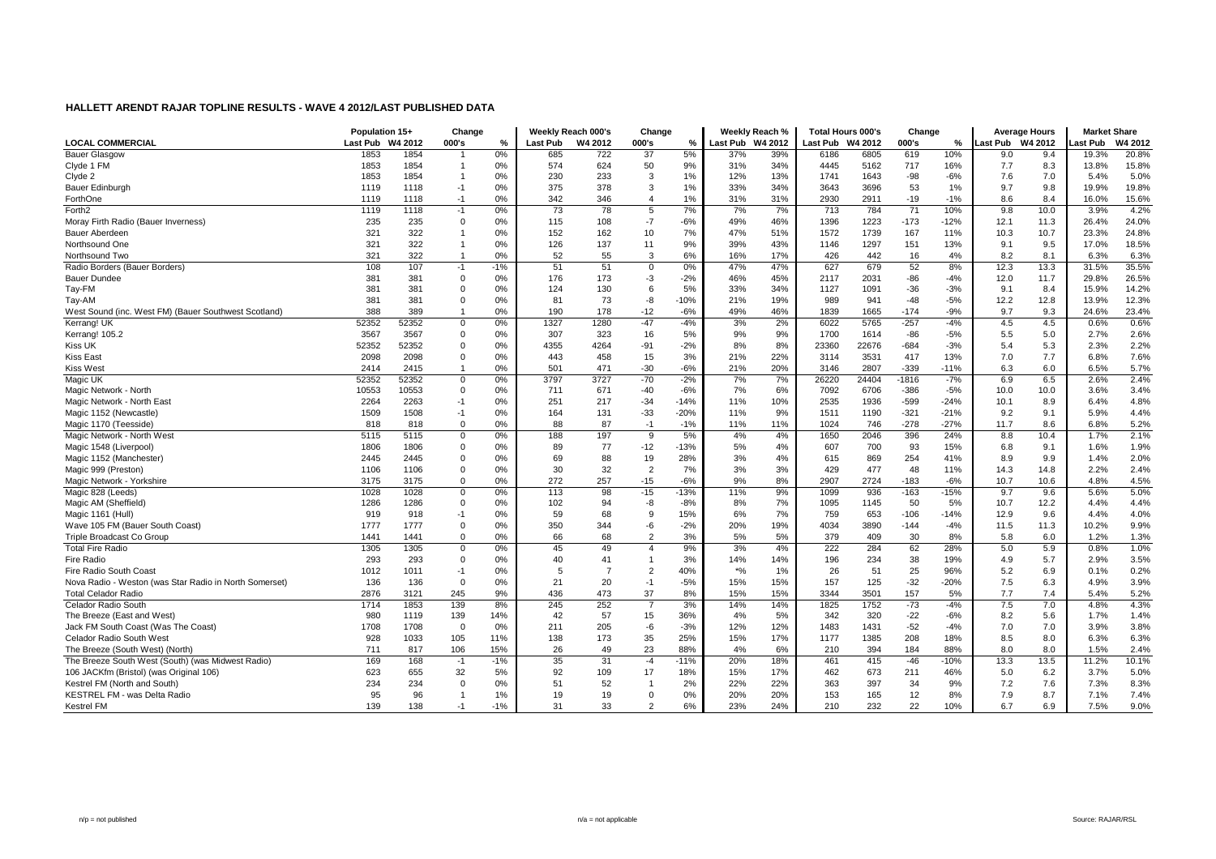# HALLETT ARENDT RAJAR TOPLINE RESULTS - WAVE 4 2012/LAST PUBLISHED DATA

| LOCAL COMMERCIAL | Population 15+ | | Change | | Weekly Reach 000's | | Change | | Weekly Reach % | | Total Hours 000's | | Change | | Average Hours | | Market Share | |
|---|---|---|---|---|---|---|---|---|---|---|---|---|---|---|---|---|---|---|
| | Last Pub | W4 2012 | 000's | % | Last Pub | W4 2012 | 000's | % | Last Pub | W4 2012 | Last Pub | W4 2012 | 000's | % | Last Pub | W4 2012 | Last Pub | W4 2012 |
| Bauer Glasgow | 1853 | 1854 | 1 | 0% | 685 | 722 | 37 | 5% | 37% | 39% | 6186 | 6805 | 619 | 10% | 9.0 | 9.4 | 19.3% | 20.8% |
| Clyde 1 FM | 1853 | 1854 | 1 | 0% | 574 | 624 | 50 | 9% | 31% | 34% | 4445 | 5162 | 717 | 16% | 7.7 | 8.3 | 13.8% | 15.8% |
| Clyde 2 | 1853 | 1854 | 1 | 0% | 230 | 233 | 3 | 1% | 12% | 13% | 1741 | 1643 | -98 | -6% | 7.6 | 7.0 | 5.4% | 5.0% |
| Bauer Edinburgh | 1119 | 1118 | -1 | 0% | 375 | 378 | 3 | 1% | 33% | 34% | 3643 | 3696 | 53 | 1% | 9.7 | 9.8 | 19.9% | 19.8% |
| ForthOne | 1119 | 1118 | -1 | 0% | 342 | 346 | 4 | 1% | 31% | 31% | 2930 | 2911 | -19 | -1% | 8.6 | 8.4 | 16.0% | 15.6% |
| Forth2 | 1119 | 1118 | -1 | 0% | 73 | 78 | 5 | 7% | 7% | 7% | 713 | 784 | 71 | 10% | 9.8 | 10.0 | 3.9% | 4.2% |
| Moray Firth Radio (Bauer Inverness) | 235 | 235 | 0 | 0% | 115 | 108 | -7 | -6% | 49% | 46% | 1396 | 1223 | -173 | -12% | 12.1 | 11.3 | 26.4% | 24.0% |
| Bauer Aberdeen | 321 | 322 | 1 | 0% | 152 | 162 | 10 | 7% | 47% | 51% | 1572 | 1739 | 167 | 11% | 10.3 | 10.7 | 23.3% | 24.8% |
| Northsound One | 321 | 322 | 1 | 0% | 126 | 137 | 11 | 9% | 39% | 43% | 1146 | 1297 | 151 | 13% | 9.1 | 9.5 | 17.0% | 18.5% |
| Northsound Two | 321 | 322 | 1 | 0% | 52 | 55 | 3 | 6% | 16% | 17% | 426 | 442 | 16 | 4% | 8.2 | 8.1 | 6.3% | 6.3% |
| Radio Borders (Bauer Borders) | 108 | 107 | -1 | -1% | 51 | 51 | 0 | 0% | 47% | 47% | 627 | 679 | 52 | 8% | 12.3 | 13.3 | 31.5% | 35.5% |
| Bauer Dundee | 381 | 381 | 0 | 0% | 176 | 173 | -3 | -2% | 46% | 45% | 2117 | 2031 | -86 | -4% | 12.0 | 11.7 | 29.8% | 26.5% |
| Tay-FM | 381 | 381 | 0 | 0% | 124 | 130 | 6 | 5% | 33% | 34% | 1127 | 1091 | -36 | -3% | 9.1 | 8.4 | 15.9% | 14.2% |
| Tay-AM | 381 | 381 | 0 | 0% | 81 | 73 | -8 | -10% | 21% | 19% | 989 | 941 | -48 | -5% | 12.2 | 12.8 | 13.9% | 12.3% |
| West Sound (inc. West FM) (Bauer Southwest Scotland) | 388 | 389 | 1 | 0% | 190 | 178 | -12 | -6% | 49% | 46% | 1839 | 1665 | -174 | -9% | 9.7 | 9.3 | 24.6% | 23.4% |
| Kerrang! UK | 52352 | 52352 | 0 | 0% | 1327 | 1280 | -47 | -4% | 3% | 2% | 6022 | 5765 | -257 | -4% | 4.5 | 4.5 | 0.6% | 0.6% |
| Kerrang! 105.2 | 3567 | 3567 | 0 | 0% | 307 | 323 | 16 | 5% | 9% | 9% | 1700 | 1614 | -86 | -5% | 5.5 | 5.0 | 2.7% | 2.6% |
| Kiss UK | 52352 | 52352 | 0 | 0% | 4355 | 4264 | -91 | -2% | 8% | 8% | 23360 | 22676 | -684 | -3% | 5.4 | 5.3 | 2.3% | 2.2% |
| Kiss East | 2098 | 2098 | 0 | 0% | 443 | 458 | 15 | 3% | 21% | 22% | 3114 | 3531 | 417 | 13% | 7.0 | 7.7 | 6.8% | 7.6% |
| Kiss West | 2414 | 2415 | 1 | 0% | 501 | 471 | -30 | -6% | 21% | 20% | 3146 | 2807 | -339 | -11% | 6.3 | 6.0 | 6.5% | 5.7% |
| Magic UK | 52352 | 52352 | 0 | 0% | 3797 | 3727 | -70 | -2% | 7% | 7% | 26220 | 24404 | -1816 | -7% | 6.9 | 6.5 | 2.6% | 2.4% |
| Magic Network - North | 10553 | 10553 | 0 | 0% | 711 | 671 | -40 | -6% | 7% | 6% | 7092 | 6706 | -386 | -5% | 10.0 | 10.0 | 3.6% | 3.4% |
| Magic Network - North East | 2264 | 2263 | -1 | 0% | 251 | 217 | -34 | -14% | 11% | 10% | 2535 | 1936 | -599 | -24% | 10.1 | 8.9 | 6.4% | 4.8% |
| Magic 1152 (Newcastle) | 1509 | 1508 | -1 | 0% | 164 | 131 | -33 | -20% | 11% | 9% | 1511 | 1190 | -321 | -21% | 9.2 | 9.1 | 5.9% | 4.4% |
| Magic 1170 (Teesside) | 818 | 818 | 0 | 0% | 88 | 87 | -1 | -1% | 11% | 11% | 1024 | 746 | -278 | -27% | 11.7 | 8.6 | 6.8% | 5.2% |
| Magic Network - North West | 5115 | 5115 | 0 | 0% | 188 | 197 | 9 | 5% | 4% | 4% | 1650 | 2046 | 396 | 24% | 8.8 | 10.4 | 1.7% | 2.1% |
| Magic 1548 (Liverpool) | 1806 | 1806 | 0 | 0% | 89 | 77 | -12 | -13% | 5% | 4% | 607 | 700 | 93 | 15% | 6.8 | 9.1 | 1.6% | 1.9% |
| Magic 1152 (Manchester) | 2445 | 2445 | 0 | 0% | 69 | 88 | 19 | 28% | 3% | 4% | 615 | 869 | 254 | 41% | 8.9 | 9.9 | 1.4% | 2.0% |
| Magic 999 (Preston) | 1106 | 1106 | 0 | 0% | 30 | 32 | 2 | 7% | 3% | 3% | 429 | 477 | 48 | 11% | 14.3 | 14.8 | 2.2% | 2.4% |
| Magic Network - Yorkshire | 3175 | 3175 | 0 | 0% | 272 | 257 | -15 | -6% | 9% | 8% | 2907 | 2724 | -183 | -6% | 10.7 | 10.6 | 4.8% | 4.5% |
| Magic 828 (Leeds) | 1028 | 1028 | 0 | 0% | 113 | 98 | -15 | -13% | 11% | 9% | 1099 | 936 | -163 | -15% | 9.7 | 9.6 | 5.6% | 5.0% |
| Magic AM (Sheffield) | 1286 | 1286 | 0 | 0% | 102 | 94 | -8 | -8% | 8% | 7% | 1095 | 1145 | 50 | 5% | 10.7 | 12.2 | 4.4% | 4.4% |
| Magic 1161 (Hull) | 919 | 918 | -1 | 0% | 59 | 68 | 9 | 15% | 6% | 7% | 759 | 653 | -106 | -14% | 12.9 | 9.6 | 4.4% | 4.0% |
| Wave 105 FM (Bauer South Coast) | 1777 | 1777 | 0 | 0% | 350 | 344 | -6 | -2% | 20% | 19% | 4034 | 3890 | -144 | -4% | 11.5 | 11.3 | 10.2% | 9.9% |
| Triple Broadcast Co Group | 1441 | 1441 | 0 | 0% | 66 | 68 | 2 | 3% | 5% | 5% | 379 | 409 | 30 | 8% | 5.8 | 6.0 | 1.2% | 1.3% |
| Total Fire Radio | 1305 | 1305 | 0 | 0% | 45 | 49 | 4 | 9% | 3% | 4% | 222 | 284 | 62 | 28% | 5.0 | 5.9 | 0.8% | 1.0% |
| Fire Radio | 293 | 293 | 0 | 0% | 40 | 41 | 1 | 3% | 14% | 14% | 196 | 234 | 38 | 19% | 4.9 | 5.7 | 2.9% | 3.5% |
| Fire Radio South Coast | 1012 | 1011 | -1 | 0% | 5 | 7 | 2 | 40% | *% | 1% | 26 | 51 | 25 | 96% | 5.2 | 6.9 | 0.1% | 0.2% |
| Nova Radio - Weston (was Star Radio in North Somerset) | 136 | 136 | 0 | 0% | 21 | 20 | -1 | -5% | 15% | 15% | 157 | 125 | -32 | -20% | 7.5 | 6.3 | 4.9% | 3.9% |
| Total Celador Radio | 2876 | 3121 | 245 | 9% | 436 | 473 | 37 | 8% | 15% | 15% | 3344 | 3501 | 157 | 5% | 7.7 | 7.4 | 5.4% | 5.2% |
| Celador Radio South | 1714 | 1853 | 139 | 8% | 245 | 252 | 7 | 3% | 14% | 14% | 1825 | 1752 | -73 | -4% | 7.5 | 7.0 | 4.8% | 4.3% |
| The Breeze (East and West) | 980 | 1119 | 139 | 14% | 42 | 57 | 15 | 36% | 4% | 5% | 342 | 320 | -22 | -6% | 8.2 | 5.6 | 1.7% | 1.4% |
| Jack FM South Coast (Was The Coast) | 1708 | 1708 | 0 | 0% | 211 | 205 | -6 | -3% | 12% | 12% | 1483 | 1431 | -52 | -4% | 7.0 | 7.0 | 3.9% | 3.8% |
| Celador Radio South West | 928 | 1033 | 105 | 11% | 138 | 173 | 35 | 25% | 15% | 17% | 1177 | 1385 | 208 | 18% | 8.5 | 8.0 | 6.3% | 6.3% |
| The Breeze (South West) (North) | 711 | 817 | 106 | 15% | 26 | 49 | 23 | 88% | 4% | 6% | 210 | 394 | 184 | 88% | 8.0 | 8.0 | 1.5% | 2.4% |
| The Breeze South West (South) (was Midwest Radio) | 169 | 168 | -1 | -1% | 35 | 31 | -4 | -11% | 20% | 18% | 461 | 415 | -46 | -10% | 13.3 | 13.5 | 11.2% | 10.1% |
| 106 JACKfm (Bristol) (was Original 106) | 623 | 655 | 32 | 5% | 92 | 109 | 17 | 18% | 15% | 17% | 462 | 673 | 211 | 46% | 5.0 | 6.2 | 3.7% | 5.0% |
| Kestrel FM (North and South) | 234 | 234 | 0 | 0% | 51 | 52 | 1 | 2% | 22% | 22% | 363 | 397 | 34 | 9% | 7.2 | 7.6 | 7.3% | 8.3% |
| KESTREL FM - was Delta Radio | 95 | 96 | 1 | 1% | 19 | 19 | 0 | 0% | 20% | 20% | 153 | 165 | 12 | 8% | 7.9 | 8.7 | 7.1% | 7.4% |
| Kestrel FM | 139 | 138 | -1 | -1% | 31 | 33 | 2 | 6% | 23% | 24% | 210 | 232 | 22 | 10% | 6.7 | 6.9 | 7.5% | 9.0% |

n/p = not published

n/a = not applicable

Source: RAJAR/RSL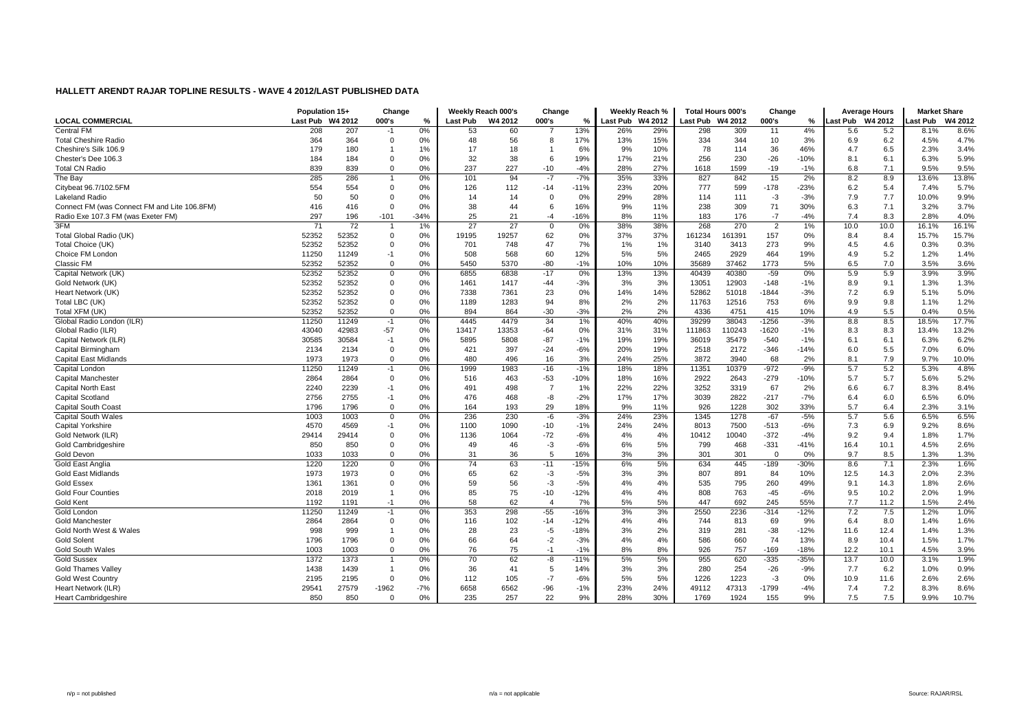# HALLETT ARENDT RAJAR TOPLINE RESULTS - WAVE 4 2012/LAST PUBLISHED DATA

| LOCAL COMMERCIAL | Population 15+ | | Change | | Weekly Reach 000's | | Change | | Weekly Reach % | | Total Hours 000's | | Change | | Average Hours | | Market Share | |
|---|---|---|---|---|---|---|---|---|---|---|---|---|---|---|---|---|---|---|
| | Last Pub | W4 2012 | 000's | % | Last Pub | W4 2012 | 000's | % | Last Pub | W4 2012 | Last Pub | W4 2012 | 000's | % | Last Pub | W4 2012 | Last Pub | W4 2012 |
| Central FM | 208 | 207 | -1 | 0% | 53 | 60 | 7 | 13% | 26% | 29% | 298 | 309 | 11 | 4% | 5.6 | 5.2 | 8.1% | 8.6% |
| Total Cheshire Radio | 364 | 364 | 0 | 0% | 48 | 56 | 8 | 17% | 13% | 15% | 334 | 344 | 10 | 3% | 6.9 | 6.2 | 4.5% | 4.7% |
| Cheshire's Silk 106.9 | 179 | 180 | 1 | 1% | 17 | 18 | 1 | 6% | 9% | 10% | 78 | 114 | 36 | 46% | 4.7 | 6.5 | 2.3% | 3.4% |
| Chester's Dee 106.3 | 184 | 184 | 0 | 0% | 32 | 38 | 6 | 19% | 17% | 21% | 256 | 230 | -26 | -10% | 8.1 | 6.1 | 6.3% | 5.9% |
| Total CN Radio | 839 | 839 | 0 | 0% | 237 | 227 | -10 | -4% | 28% | 27% | 1618 | 1599 | -19 | -1% | 6.8 | 7.1 | 9.5% | 9.5% |
| The Bay | 285 | 286 | 1 | 0% | 101 | 94 | -7 | -7% | 35% | 33% | 827 | 842 | 15 | 2% | 8.2 | 8.9 | 13.6% | 13.8% |
| Citybeat 96.7/102.5FM | 554 | 554 | 0 | 0% | 126 | 112 | -14 | -11% | 23% | 20% | 777 | 599 | -178 | -23% | 6.2 | 5.4 | 7.4% | 5.7% |
| Lakeland Radio | 50 | 50 | 0 | 0% | 14 | 14 | 0 | 0% | 29% | 28% | 114 | 111 | -3 | -3% | 7.9 | 7.7 | 10.0% | 9.9% |
| Connect FM (was Connect FM and Lite 106.8FM) | 416 | 416 | 0 | 0% | 38 | 44 | 6 | 16% | 9% | 11% | 238 | 309 | 71 | 30% | 6.3 | 7.1 | 3.2% | 3.7% |
| Radio Exe 107.3 FM (was Exeter FM) | 297 | 196 | -101 | -34% | 25 | 21 | -4 | -16% | 8% | 11% | 183 | 176 | -7 | -4% | 7.4 | 8.3 | 2.8% | 4.0% |
| 3FM | 71 | 72 | 1 | 1% | 27 | 27 | 0 | 0% | 38% | 38% | 268 | 270 | 2 | 1% | 10.0 | 10.0 | 16.1% | 16.1% |
| Total Global Radio (UK) | 52352 | 52352 | 0 | 0% | 19195 | 19257 | 62 | 0% | 37% | 37% | 161234 | 161391 | 157 | 0% | 8.4 | 8.4 | 15.7% | 15.7% |
| Total Choice (UK) | 52352 | 52352 | 0 | 0% | 701 | 748 | 47 | 7% | 1% | 1% | 3140 | 3413 | 273 | 9% | 4.5 | 4.6 | 0.3% | 0.3% |
| Choice FM London | 11250 | 11249 | -1 | 0% | 508 | 568 | 60 | 12% | 5% | 5% | 2465 | 2929 | 464 | 19% | 4.9 | 5.2 | 1.2% | 1.4% |
| Classic FM | 52352 | 52352 | 0 | 0% | 5450 | 5370 | -80 | -1% | 10% | 10% | 35689 | 37462 | 1773 | 5% | 6.5 | 7.0 | 3.5% | 3.6% |
| Capital Network (UK) | 52352 | 52352 | 0 | 0% | 6855 | 6838 | -17 | 0% | 13% | 13% | 40439 | 40380 | -59 | 0% | 5.9 | 5.9 | 3.9% | 3.9% |
| Gold Network (UK) | 52352 | 52352 | 0 | 0% | 1461 | 1417 | -44 | -3% | 3% | 3% | 13051 | 12903 | -148 | -1% | 8.9 | 9.1 | 1.3% | 1.3% |
| Heart Network (UK) | 52352 | 52352 | 0 | 0% | 7338 | 7361 | 23 | 0% | 14% | 14% | 52862 | 51018 | -1844 | -3% | 7.2 | 6.9 | 5.1% | 5.0% |
| Total LBC (UK) | 52352 | 52352 | 0 | 0% | 1189 | 1283 | 94 | 8% | 2% | 2% | 11763 | 12516 | 753 | 6% | 9.9 | 9.8 | 1.1% | 1.2% |
| Total XFM (UK) | 52352 | 52352 | 0 | 0% | 894 | 864 | -30 | -3% | 2% | 2% | 4336 | 4751 | 415 | 10% | 4.9 | 5.5 | 0.4% | 0.5% |
| Global Radio London (ILR) | 11250 | 11249 | -1 | 0% | 4445 | 4479 | 34 | 1% | 40% | 40% | 39299 | 38043 | -1256 | -3% | 8.8 | 8.5 | 18.5% | 17.7% |
| Global Radio (ILR) | 43040 | 42983 | -57 | 0% | 13417 | 13353 | -64 | 0% | 31% | 31% | 111863 | 110243 | -1620 | -1% | 8.3 | 8.3 | 13.4% | 13.2% |
| Capital Network (ILR) | 30585 | 30584 | -1 | 0% | 5895 | 5808 | -87 | -1% | 19% | 19% | 36019 | 35479 | -540 | -1% | 6.1 | 6.1 | 6.3% | 6.2% |
| Capital Birmingham | 2134 | 2134 | 0 | 0% | 421 | 397 | -24 | -6% | 20% | 19% | 2518 | 2172 | -346 | -14% | 6.0 | 5.5 | 7.0% | 6.0% |
| Capital East Midlands | 1973 | 1973 | 0 | 0% | 480 | 496 | 16 | 3% | 24% | 25% | 3872 | 3940 | 68 | 2% | 8.1 | 7.9 | 9.7% | 10.0% |
| Capital London | 11250 | 11249 | -1 | 0% | 1999 | 1983 | -16 | -1% | 18% | 18% | 11351 | 10379 | -972 | -9% | 5.7 | 5.2 | 5.3% | 4.8% |
| Capital Manchester | 2864 | 2864 | 0 | 0% | 516 | 463 | -53 | -10% | 18% | 16% | 2922 | 2643 | -279 | -10% | 5.7 | 5.7 | 5.6% | 5.2% |
| Capital North East | 2240 | 2239 | -1 | 0% | 491 | 498 | 7 | 1% | 22% | 22% | 3252 | 3319 | 67 | 2% | 6.6 | 6.7 | 8.3% | 8.4% |
| Capital Scotland | 2756 | 2755 | -1 | 0% | 476 | 468 | -8 | -2% | 17% | 17% | 3039 | 2822 | -217 | -7% | 6.4 | 6.0 | 6.5% | 6.0% |
| Capital South Coast | 1796 | 1796 | 0 | 0% | 164 | 193 | 29 | 18% | 9% | 11% | 926 | 1228 | 302 | 33% | 5.7 | 6.4 | 2.3% | 3.1% |
| Capital South Wales | 1003 | 1003 | 0 | 0% | 236 | 230 | -6 | -3% | 24% | 23% | 1345 | 1278 | -67 | -5% | 5.7 | 5.6 | 6.5% | 6.5% |
| Capital Yorkshire | 4570 | 4569 | -1 | 0% | 1100 | 1090 | -10 | -1% | 24% | 24% | 8013 | 7500 | -513 | -6% | 7.3 | 6.9 | 9.2% | 8.6% |
| Gold Network (ILR) | 29414 | 29414 | 0 | 0% | 1136 | 1064 | -72 | -6% | 4% | 4% | 10412 | 10040 | -372 | -4% | 9.2 | 9.4 | 1.8% | 1.7% |
| Gold Cambridgeshire | 850 | 850 | 0 | 0% | 49 | 46 | -3 | -6% | 6% | 5% | 799 | 468 | -331 | -41% | 16.4 | 10.1 | 4.5% | 2.6% |
| Gold Devon | 1033 | 1033 | 0 | 0% | 31 | 36 | 5 | 16% | 3% | 3% | 301 | 301 | 0 | 0% | 9.7 | 8.5 | 1.3% | 1.3% |
| Gold East Anglia | 1220 | 1220 | 0 | 0% | 74 | 63 | -11 | -15% | 6% | 5% | 634 | 445 | -189 | -30% | 8.6 | 7.1 | 2.3% | 1.6% |
| Gold East Midlands | 1973 | 1973 | 0 | 0% | 65 | 62 | -3 | -5% | 3% | 3% | 807 | 891 | 84 | 10% | 12.5 | 14.3 | 2.0% | 2.3% |
| Gold Essex | 1361 | 1361 | 0 | 0% | 59 | 56 | -3 | -5% | 4% | 4% | 535 | 795 | 260 | 49% | 9.1 | 14.3 | 1.8% | 2.6% |
| Gold Four Counties | 2018 | 2019 | 1 | 0% | 85 | 75 | -10 | -12% | 4% | 4% | 808 | 763 | -45 | -6% | 9.5 | 10.2 | 2.0% | 1.9% |
| Gold Kent | 1192 | 1191 | -1 | 0% | 58 | 62 | 4 | 7% | 5% | 5% | 447 | 692 | 245 | 55% | 7.7 | 11.2 | 1.5% | 2.4% |
| Gold London | 11250 | 11249 | -1 | 0% | 353 | 298 | -55 | -16% | 3% | 3% | 2550 | 2236 | -314 | -12% | 7.2 | 7.5 | 1.2% | 1.0% |
| Gold Manchester | 2864 | 2864 | 0 | 0% | 116 | 102 | -14 | -12% | 4% | 4% | 744 | 813 | 69 | 9% | 6.4 | 8.0 | 1.4% | 1.6% |
| Gold North West & Wales | 998 | 999 | 1 | 0% | 28 | 23 | -5 | -18% | 3% | 2% | 319 | 281 | -38 | -12% | 11.6 | 12.4 | 1.4% | 1.3% |
| Gold Solent | 1796 | 1796 | 0 | 0% | 66 | 64 | -2 | -3% | 4% | 4% | 586 | 660 | 74 | 13% | 8.9 | 10.4 | 1.5% | 1.7% |
| Gold South Wales | 1003 | 1003 | 0 | 0% | 76 | 75 | -1 | -1% | 8% | 8% | 926 | 757 | -169 | -18% | 12.2 | 10.1 | 4.5% | 3.9% |
| Gold Sussex | 1372 | 1373 | 1 | 0% | 70 | 62 | -8 | -11% | 5% | 5% | 955 | 620 | -335 | -35% | 13.7 | 10.0 | 3.1% | 1.9% |
| Gold Thames Valley | 1438 | 1439 | 1 | 0% | 36 | 41 | 5 | 14% | 3% | 3% | 280 | 254 | -26 | -9% | 7.7 | 6.2 | 1.0% | 0.9% |
| Gold West Country | 2195 | 2195 | 0 | 0% | 112 | 105 | -7 | -6% | 5% | 5% | 1226 | 1223 | -3 | 0% | 10.9 | 11.6 | 2.6% | 2.6% |
| Heart Network (ILR) | 29541 | 27579 | -1962 | -7% | 6658 | 6562 | -96 | -1% | 23% | 24% | 49112 | 47313 | -1799 | -4% | 7.4 | 7.2 | 8.3% | 8.6% |
| Heart Cambridgeshire | 850 | 850 | 0 | 0% | 235 | 257 | 22 | 9% | 28% | 30% | 1769 | 1924 | 155 | 9% | 7.5 | 7.5 | 9.9% | 10.7% |

n/p = not published

n/a = not applicable

Source: RAJAR/RSL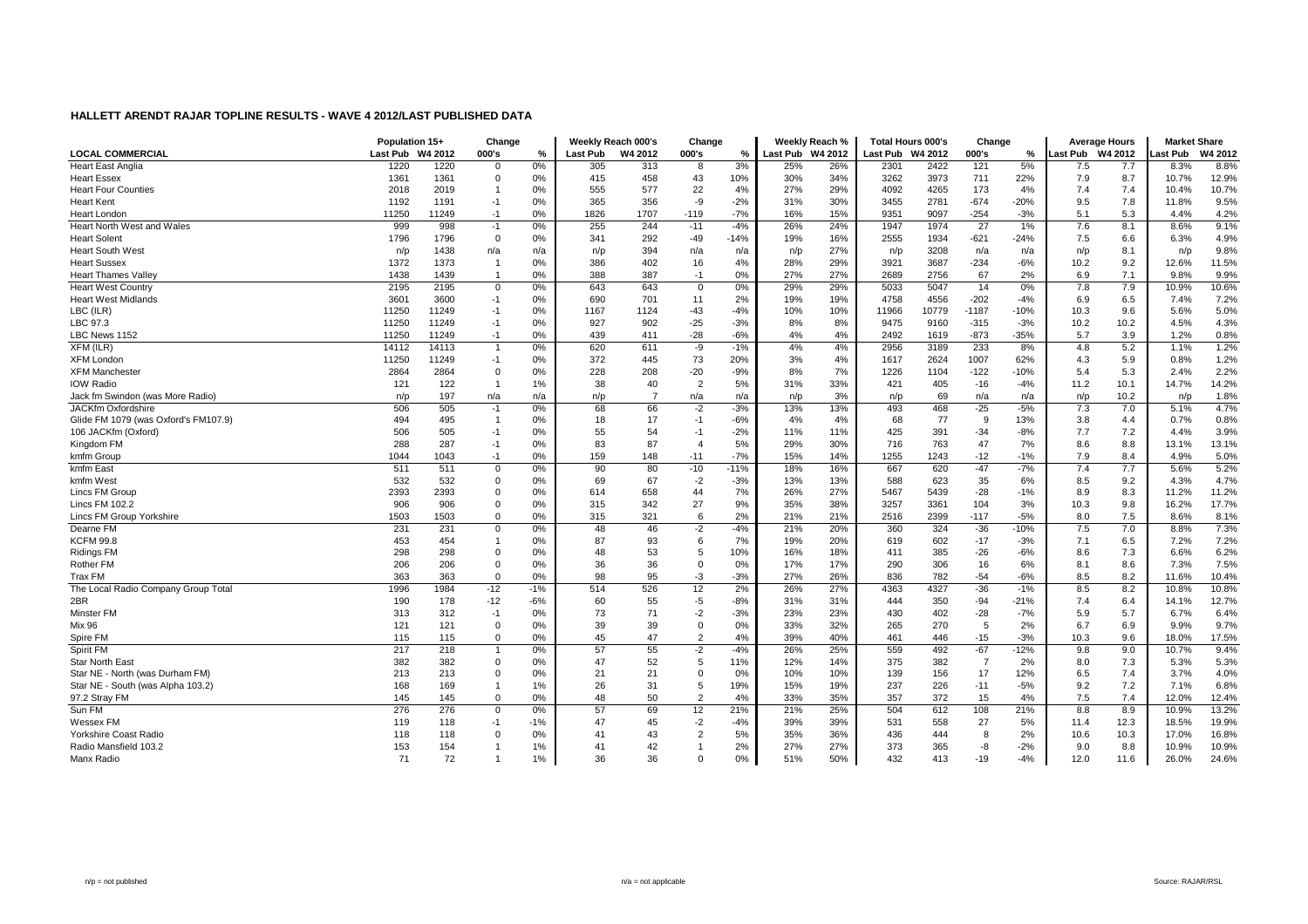# HALLETT ARENDT RAJAR TOPLINE RESULTS - WAVE 4 2012/LAST PUBLISHED DATA

| | Population 15+ | | Change | | Weekly Reach 000's | | Change | | Weekly Reach % | | Total Hours 000's | | Change | | Average Hours | | Market Share | |
|---|---|---|---|---|---|---|---|---|---|---|---|---|---|---|---|---|---|---|
| LOCAL COMMERCIAL | Last Pub | W4 2012 | 000's | % | Last Pub | W4 2012 | 000's | % | Last Pub | W4 2012 | Last Pub | W4 2012 | 000's | % | Last Pub | W4 2012 | Last Pub | W4 2012 |
| Heart East Anglia | 1220 | 1220 | 0 | 0% | 305 | 313 | 8 | 3% | 25% | 26% | 2301 | 2422 | 121 | 5% | 7.5 | 7.7 | 8.3% | 8.8% |
| Heart Essex | 1361 | 1361 | 0 | 0% | 415 | 458 | 43 | 10% | 30% | 34% | 3262 | 3973 | 711 | 22% | 7.9 | 8.7 | 10.7% | 12.9% |
| Heart Four Counties | 2018 | 2019 | 1 | 0% | 555 | 577 | 22 | 4% | 27% | 29% | 4092 | 4265 | 173 | 4% | 7.4 | 7.4 | 10.4% | 10.7% |
| Heart Kent | 1192 | 1191 | -1 | 0% | 365 | 356 | -9 | -2% | 31% | 30% | 3455 | 2781 | -674 | -20% | 9.5 | 7.8 | 11.8% | 9.5% |
| Heart London | 11250 | 11249 | -1 | 0% | 1826 | 1707 | -119 | -7% | 16% | 15% | 9351 | 9097 | -254 | -3% | 5.1 | 5.3 | 4.4% | 4.2% |
| Heart North West and Wales | 999 | 998 | -1 | 0% | 255 | 244 | -11 | -4% | 26% | 24% | 1947 | 1974 | 27 | 1% | 7.6 | 8.1 | 8.6% | 9.1% |
| Heart Solent | 1796 | 1796 | 0 | 0% | 341 | 292 | -49 | -14% | 19% | 16% | 2555 | 1934 | -621 | -24% | 7.5 | 6.6 | 6.3% | 4.9% |
| Heart South West | n/p | 1438 | n/a | n/a | n/p | 394 | n/a | n/a | n/p | 27% | n/p | 3208 | n/a | n/a | n/p | 8.1 | n/p | 9.8% |
| Heart Sussex | 1372 | 1373 | 1 | 0% | 386 | 402 | 16 | 4% | 28% | 29% | 3921 | 3687 | -234 | -6% | 10.2 | 9.2 | 12.6% | 11.5% |
| Heart Thames Valley | 1438 | 1439 | 1 | 0% | 388 | 387 | -1 | 0% | 27% | 27% | 2689 | 2756 | 67 | 2% | 6.9 | 7.1 | 9.8% | 9.9% |
| Heart West Country | 2195 | 2195 | 0 | 0% | 643 | 643 | 0 | 0% | 29% | 29% | 5033 | 5047 | 14 | 0% | 7.8 | 7.9 | 10.9% | 10.6% |
| Heart West Midlands | 3601 | 3600 | -1 | 0% | 690 | 701 | 11 | 2% | 19% | 19% | 4758 | 4556 | -202 | -4% | 6.9 | 6.5 | 7.4% | 7.2% |
| LBC (ILR) | 11250 | 11249 | -1 | 0% | 1167 | 1124 | -43 | -4% | 10% | 10% | 11966 | 10779 | -1187 | -10% | 10.3 | 9.6 | 5.6% | 5.0% |
| LBC 97.3 | 11250 | 11249 | -1 | 0% | 927 | 902 | -25 | -3% | 8% | 8% | 9475 | 9160 | -315 | -3% | 10.2 | 10.2 | 4.5% | 4.3% |
| LBC News 1152 | 11250 | 11249 | -1 | 0% | 439 | 411 | -28 | -6% | 4% | 4% | 2492 | 1619 | -873 | -35% | 5.7 | 3.9 | 1.2% | 0.8% |
| XFM (ILR) | 14112 | 14113 | 1 | 0% | 620 | 611 | -9 | -1% | 4% | 4% | 2956 | 3189 | 233 | 8% | 4.8 | 5.2 | 1.1% | 1.2% |
| XFM London | 11250 | 11249 | -1 | 0% | 372 | 445 | 73 | 20% | 3% | 4% | 1617 | 2624 | 1007 | 62% | 4.3 | 5.9 | 0.8% | 1.2% |
| XFM Manchester | 2864 | 2864 | 0 | 0% | 228 | 208 | -20 | -9% | 8% | 7% | 1226 | 1104 | -122 | -10% | 5.4 | 5.3 | 2.4% | 2.2% |
| IOW Radio | 121 | 122 | 1 | 1% | 38 | 40 | 2 | 5% | 31% | 33% | 421 | 405 | -16 | -4% | 11.2 | 10.1 | 14.7% | 14.2% |
| Jack fm Swindon (was More Radio) | n/p | 197 | n/a | n/a | n/p | 7 | n/a | n/a | n/p | 3% | n/p | 69 | n/a | n/a | n/p | 10.2 | n/p | 1.8% |
| JACKfm Oxfordshire | 506 | 505 | -1 | 0% | 68 | 66 | -2 | -3% | 13% | 13% | 493 | 468 | -25 | -5% | 7.3 | 7.0 | 5.1% | 4.7% |
| Glide FM 1079 (was Oxford's FM107.9) | 494 | 495 | 1 | 0% | 18 | 17 | -1 | -6% | 4% | 4% | 68 | 77 | 9 | 13% | 3.8 | 4.4 | 0.7% | 0.8% |
| 106 JACKfm (Oxford) | 506 | 505 | -1 | 0% | 55 | 54 | -1 | -2% | 11% | 11% | 425 | 391 | -34 | -8% | 7.7 | 7.2 | 4.4% | 3.9% |
| Kingdom FM | 288 | 287 | -1 | 0% | 83 | 87 | 4 | 5% | 29% | 30% | 716 | 763 | 47 | 7% | 8.6 | 8.8 | 13.1% | 13.1% |
| kmfm Group | 1044 | 1043 | -1 | 0% | 159 | 148 | -11 | -7% | 15% | 14% | 1255 | 1243 | -12 | -1% | 7.9 | 8.4 | 4.9% | 5.0% |
| kmfm East | 511 | 511 | 0 | 0% | 90 | 80 | -10 | -11% | 18% | 16% | 667 | 620 | -47 | -7% | 7.4 | 7.7 | 5.6% | 5.2% |
| kmfm West | 532 | 532 | 0 | 0% | 69 | 67 | -2 | -3% | 13% | 13% | 588 | 623 | 35 | 6% | 8.5 | 9.2 | 4.3% | 4.7% |
| Lincs FM Group | 2393 | 2393 | 0 | 0% | 614 | 658 | 44 | 7% | 26% | 27% | 5467 | 5439 | -28 | -1% | 8.9 | 8.3 | 11.2% | 11.2% |
| Lincs FM 102.2 | 906 | 906 | 0 | 0% | 315 | 342 | 27 | 9% | 35% | 38% | 3257 | 3361 | 104 | 3% | 10.3 | 9.8 | 16.2% | 17.7% |
| Lincs FM Group Yorkshire | 1503 | 1503 | 0 | 0% | 315 | 321 | 6 | 2% | 21% | 21% | 2516 | 2399 | -117 | -5% | 8.0 | 7.5 | 8.6% | 8.1% |
| Dearne FM | 231 | 231 | 0 | 0% | 48 | 46 | -2 | -4% | 21% | 20% | 360 | 324 | -36 | -10% | 7.5 | 7.0 | 8.8% | 7.3% |
| KCFM 99.8 | 453 | 454 | 1 | 0% | 87 | 93 | 6 | 7% | 19% | 20% | 619 | 602 | -17 | -3% | 7.1 | 6.5 | 7.2% | 7.2% |
| Ridings FM | 298 | 298 | 0 | 0% | 48 | 53 | 5 | 10% | 16% | 18% | 411 | 385 | -26 | -6% | 8.6 | 7.3 | 6.6% | 6.2% |
| Rother FM | 206 | 206 | 0 | 0% | 36 | 36 | 0 | 0% | 17% | 17% | 290 | 306 | 16 | 6% | 8.1 | 8.6 | 7.3% | 7.5% |
| Trax FM | 363 | 363 | 0 | 0% | 98 | 95 | -3 | -3% | 27% | 26% | 836 | 782 | -54 | -6% | 8.5 | 8.2 | 11.6% | 10.4% |
| The Local Radio Company Group Total | 1996 | 1984 | -12 | -1% | 514 | 526 | 12 | 2% | 26% | 27% | 4363 | 4327 | -36 | -1% | 8.5 | 8.2 | 10.8% | 10.8% |
| 2BR | 190 | 178 | -12 | -6% | 60 | 55 | -5 | -8% | 31% | 31% | 444 | 350 | -94 | -21% | 7.4 | 6.4 | 14.1% | 12.7% |
| Minster FM | 313 | 312 | -1 | 0% | 73 | 71 | -2 | -3% | 23% | 23% | 430 | 402 | -28 | -7% | 5.9 | 5.7 | 6.7% | 6.4% |
| Mix 96 | 121 | 121 | 0 | 0% | 39 | 39 | 0 | 0% | 33% | 32% | 265 | 270 | 5 | 2% | 6.7 | 6.9 | 9.9% | 9.7% |
| Spire FM | 115 | 115 | 0 | 0% | 45 | 47 | 2 | 4% | 39% | 40% | 461 | 446 | -15 | -3% | 10.3 | 9.6 | 18.0% | 17.5% |
| Spirit FM | 217 | 218 | 1 | 0% | 57 | 55 | -2 | -4% | 26% | 25% | 559 | 492 | -67 | -12% | 9.8 | 9.0 | 10.7% | 9.4% |
| Star North East | 382 | 382 | 0 | 0% | 47 | 52 | 5 | 11% | 12% | 14% | 375 | 382 | 7 | 2% | 8.0 | 7.3 | 5.3% | 5.3% |
| Star NE - North (was Durham FM) | 213 | 213 | 0 | 0% | 21 | 21 | 0 | 0% | 10% | 10% | 139 | 156 | 17 | 12% | 6.5 | 7.4 | 3.7% | 4.0% |
| Star NE - South (was Alpha 103.2) | 168 | 169 | 1 | 1% | 26 | 31 | 5 | 19% | 15% | 19% | 237 | 226 | -11 | -5% | 9.2 | 7.2 | 7.1% | 6.8% |
| 97.2 Stray FM | 145 | 145 | 0 | 0% | 48 | 50 | 2 | 4% | 33% | 35% | 357 | 372 | 15 | 4% | 7.5 | 7.4 | 12.0% | 12.4% |
| Sun FM | 276 | 276 | 0 | 0% | 57 | 69 | 12 | 21% | 21% | 25% | 504 | 612 | 108 | 21% | 8.8 | 8.9 | 10.9% | 13.2% |
| Wessex FM | 119 | 118 | -1 | -1% | 47 | 45 | -2 | -4% | 39% | 39% | 531 | 558 | 27 | 5% | 11.4 | 12.3 | 18.5% | 19.9% |
| Yorkshire Coast Radio | 118 | 118 | 0 | 0% | 41 | 43 | 2 | 5% | 35% | 36% | 436 | 444 | 8 | 2% | 10.6 | 10.3 | 17.0% | 16.8% |
| Radio Mansfield 103.2 | 153 | 154 | 1 | 1% | 41 | 42 | 1 | 2% | 27% | 27% | 373 | 365 | -8 | -2% | 9.0 | 8.8 | 10.9% | 10.9% |
| Manx Radio | 71 | 72 | 1 | 1% | 36 | 36 | 0 | 0% | 51% | 50% | 432 | 413 | -19 | -4% | 12.0 | 11.6 | 26.0% | 24.6% |

n/p = not published

n/a = not applicable

Source: RAJAR/RSL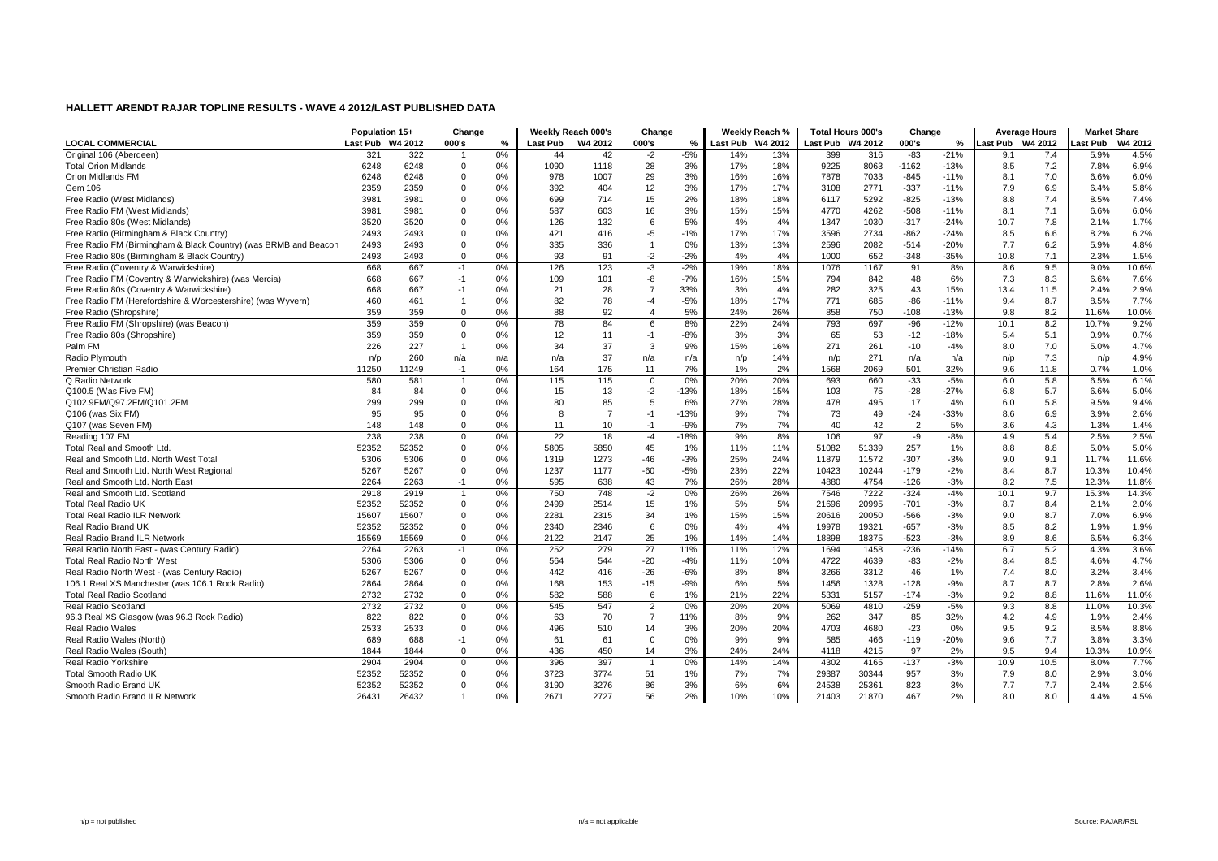## HALLETT ARENDT RAJAR TOPLINE RESULTS - WAVE 4 2012/LAST PUBLISHED DATA

| | Population 15+ | | Change | | Weekly Reach 000's | | Change | | Weekly Reach % | | Total Hours 000's | | Change | | Average Hours | | Market Share | |
|---|---|---|---|---|---|---|---|---|---|---|---|---|---|---|---|---|---|---|
| LOCAL COMMERCIAL | Last Pub | W4 2012 | 000's | % | Last Pub | W4 2012 | 000's | % | Last Pub | W4 2012 | Last Pub | W4 2012 | 000's | % | Last Pub | W4 2012 | Last Pub | W4 2012 |
| Original 106 (Aberdeen) | 321 | 322 | 1 | 0% | 44 | 42 | -2 | -5% | 14% | 13% | 399 | 316 | -83 | -21% | 9.1 | 7.4 | 5.9% | 4.5% |
| Total Orion Midlands | 6248 | 6248 | 0 | 0% | 1090 | 1118 | 28 | 3% | 17% | 18% | 9225 | 8063 | -1162 | -13% | 8.5 | 7.2 | 7.8% | 6.9% |
| Orion Midlands FM | 6248 | 6248 | 0 | 0% | 978 | 1007 | 29 | 3% | 16% | 16% | 7878 | 7033 | -845 | -11% | 8.1 | 7.0 | 6.6% | 6.0% |
| Gem 106 | 2359 | 2359 | 0 | 0% | 392 | 404 | 12 | 3% | 17% | 17% | 3108 | 2771 | -337 | -11% | 7.9 | 6.9 | 6.4% | 5.8% |
| Free Radio (West Midlands) | 3981 | 3981 | 0 | 0% | 699 | 714 | 15 | 2% | 18% | 18% | 6117 | 5292 | -825 | -13% | 8.8 | 7.4 | 8.5% | 7.4% |
| Free Radio FM (West Midlands) | 3981 | 3981 | 0 | 0% | 587 | 603 | 16 | 3% | 15% | 15% | 4770 | 4262 | -508 | -11% | 8.1 | 7.1 | 6.6% | 6.0% |
| Free Radio 80s (West Midlands) | 3520 | 3520 | 0 | 0% | 126 | 132 | 6 | 5% | 4% | 4% | 1347 | 1030 | -317 | -24% | 10.7 | 7.8 | 2.1% | 1.7% |
| Free Radio (Birmingham & Black Country) | 2493 | 2493 | 0 | 0% | 421 | 416 | -5 | -1% | 17% | 17% | 3596 | 2734 | -862 | -24% | 8.5 | 6.6 | 8.2% | 6.2% |
| Free Radio FM (Birmingham & Black Country) (was BRMB and Beacon | 2493 | 2493 | 0 | 0% | 335 | 336 | 1 | 0% | 13% | 13% | 2596 | 2082 | -514 | -20% | 7.7 | 6.2 | 5.9% | 4.8% |
| Free Radio 80s (Birmingham & Black Country) | 2493 | 2493 | 0 | 0% | 93 | 91 | -2 | -2% | 4% | 4% | 1000 | 652 | -348 | -35% | 10.8 | 7.1 | 2.3% | 1.5% |
| Free Radio (Coventry & Warwickshire) | 668 | 667 | -1 | 0% | 126 | 123 | -3 | -2% | 19% | 18% | 1076 | 1167 | 91 | 8% | 8.6 | 9.5 | 9.0% | 10.6% |
| Free Radio FM (Coventry & Warwickshire) (was Mercia) | 668 | 667 | -1 | 0% | 109 | 101 | -8 | -7% | 16% | 15% | 794 | 842 | 48 | 6% | 7.3 | 8.3 | 6.6% | 7.6% |
| Free Radio 80s (Coventry & Warwickshire) | 668 | 667 | -1 | 0% | 21 | 28 | 7 | 33% | 3% | 4% | 282 | 325 | 43 | 15% | 13.4 | 11.5 | 2.4% | 2.9% |
| Free Radio FM (Herefordshire & Worcestershire) (was Wyvern) | 460 | 461 | 1 | 0% | 82 | 78 | -4 | -5% | 18% | 17% | 771 | 685 | -86 | -11% | 9.4 | 8.7 | 8.5% | 7.7% |
| Free Radio (Shropshire) | 359 | 359 | 0 | 0% | 88 | 92 | 4 | 5% | 24% | 26% | 858 | 750 | -108 | -13% | 9.8 | 8.2 | 11.6% | 10.0% |
| Free Radio FM (Shropshire) (was Beacon) | 359 | 359 | 0 | 0% | 78 | 84 | 6 | 8% | 22% | 24% | 793 | 697 | -96 | -12% | 10.1 | 8.2 | 10.7% | 9.2% |
| Free Radio 80s (Shropshire) | 359 | 359 | 0 | 0% | 12 | 11 | -1 | -8% | 3% | 3% | 65 | 53 | -12 | -18% | 5.4 | 5.1 | 0.9% | 0.7% |
| Palm FM | 226 | 227 | 1 | 0% | 34 | 37 | 3 | 9% | 15% | 16% | 271 | 261 | -10 | -4% | 8.0 | 7.0 | 5.0% | 4.7% |
| Radio Plymouth | n/p | 260 | n/a | n/a | n/a | 37 | n/a | n/a | n/p | 14% | n/p | 271 | n/a | n/a | n/p | 7.3 | n/p | 4.9% |
| Premier Christian Radio | 11250 | 11249 | -1 | 0% | 164 | 175 | 11 | 7% | 1% | 2% | 1568 | 2069 | 501 | 32% | 9.6 | 11.8 | 0.7% | 1.0% |
| Q Radio Network | 580 | 581 | 1 | 0% | 115 | 115 | 0 | 0% | 20% | 20% | 693 | 660 | -33 | -5% | 6.0 | 5.8 | 6.5% | 6.1% |
| Q100.5 (Was Five FM) | 84 | 84 | 0 | 0% | 15 | 13 | -2 | -13% | 18% | 15% | 103 | 75 | -28 | -27% | 6.8 | 5.7 | 6.6% | 5.0% |
| Q102.9FM/Q97.2FM/Q101.2FM | 299 | 299 | 0 | 0% | 80 | 85 | 5 | 6% | 27% | 28% | 478 | 495 | 17 | 4% | 6.0 | 5.8 | 9.5% | 9.4% |
| Q106 (was Six FM) | 95 | 95 | 0 | 0% | 8 | 7 | -1 | -13% | 9% | 7% | 73 | 49 | -24 | -33% | 8.6 | 6.9 | 3.9% | 2.6% |
| Q107 (was Seven FM) | 148 | 148 | 0 | 0% | 11 | 10 | -1 | -9% | 7% | 7% | 40 | 42 | 2 | 5% | 3.6 | 4.3 | 1.3% | 1.4% |
| Reading 107 FM | 238 | 238 | 0 | 0% | 22 | 18 | -4 | -18% | 9% | 8% | 106 | 97 | -9 | -8% | 4.9 | 5.4 | 2.5% | 2.5% |
| Total Real and Smooth Ltd. | 52352 | 52352 | 0 | 0% | 5805 | 5850 | 45 | 1% | 11% | 11% | 51082 | 51339 | 257 | 1% | 8.8 | 8.8 | 5.0% | 5.0% |
| Real and Smooth Ltd. North West Total | 5306 | 5306 | 0 | 0% | 1319 | 1273 | -46 | -3% | 25% | 24% | 11879 | 11572 | -307 | -3% | 9.0 | 9.1 | 11.7% | 11.6% |
| Real and Smooth Ltd. North West Regional | 5267 | 5267 | 0 | 0% | 1237 | 1177 | -60 | -5% | 23% | 22% | 10423 | 10244 | -179 | -2% | 8.4 | 8.7 | 10.3% | 10.4% |
| Real and Smooth Ltd. North East | 2264 | 2263 | -1 | 0% | 595 | 638 | 43 | 7% | 26% | 28% | 4880 | 4754 | -126 | -3% | 8.2 | 7.5 | 12.3% | 11.8% |
| Real and Smooth Ltd. Scotland | 2918 | 2919 | 1 | 0% | 750 | 748 | -2 | 0% | 26% | 26% | 7546 | 7222 | -324 | -4% | 10.1 | 9.7 | 15.3% | 14.3% |
| Total Real Radio UK | 52352 | 52352 | 0 | 0% | 2499 | 2514 | 15 | 1% | 5% | 5% | 21696 | 20995 | -701 | -3% | 8.7 | 8.4 | 2.1% | 2.0% |
| Total Real Radio ILR Network | 15607 | 15607 | 0 | 0% | 2281 | 2315 | 34 | 1% | 15% | 15% | 20616 | 20050 | -566 | -3% | 9.0 | 8.7 | 7.0% | 6.9% |
| Real Radio Brand UK | 52352 | 52352 | 0 | 0% | 2340 | 2346 | 6 | 0% | 4% | 4% | 19978 | 19321 | -657 | -3% | 8.5 | 8.2 | 1.9% | 1.9% |
| Real Radio Brand ILR Network | 15569 | 15569 | 0 | 0% | 2122 | 2147 | 25 | 1% | 14% | 14% | 18898 | 18375 | -523 | -3% | 8.9 | 8.6 | 6.5% | 6.3% |
| Real Radio North East - (was Century Radio) | 2264 | 2263 | -1 | 0% | 252 | 279 | 27 | 11% | 11% | 12% | 1694 | 1458 | -236 | -14% | 6.7 | 5.2 | 4.3% | 3.6% |
| Total Real Radio North West | 5306 | 5306 | 0 | 0% | 564 | 544 | -20 | -4% | 11% | 10% | 4722 | 4639 | -83 | -2% | 8.4 | 8.5 | 4.6% | 4.7% |
| Real Radio North West - (was Century Radio) | 5267 | 5267 | 0 | 0% | 442 | 416 | -26 | -6% | 8% | 8% | 3266 | 3312 | 46 | 1% | 7.4 | 8.0 | 3.2% | 3.4% |
| 106.1 Real XS Manchester (was 106.1 Rock Radio) | 2864 | 2864 | 0 | 0% | 168 | 153 | -15 | -9% | 6% | 5% | 1456 | 1328 | -128 | -9% | 8.7 | 8.7 | 2.8% | 2.6% |
| Total Real Radio Scotland | 2732 | 2732 | 0 | 0% | 582 | 588 | 6 | 1% | 21% | 22% | 5331 | 5157 | -174 | -3% | 9.2 | 8.8 | 11.6% | 11.0% |
| Real Radio Scotland | 2732 | 2732 | 0 | 0% | 545 | 547 | 2 | 0% | 20% | 20% | 5069 | 4810 | -259 | -5% | 9.3 | 8.8 | 11.0% | 10.3% |
| 96.3 Real XS Glasgow (was 96.3 Rock Radio) | 822 | 822 | 0 | 0% | 63 | 70 | 7 | 11% | 8% | 9% | 262 | 347 | 85 | 32% | 4.2 | 4.9 | 1.9% | 2.4% |
| Real Radio Wales | 2533 | 2533 | 0 | 0% | 496 | 510 | 14 | 3% | 20% | 20% | 4703 | 4680 | -23 | 0% | 9.5 | 9.2 | 8.5% | 8.8% |
| Real Radio Wales (North) | 689 | 688 | -1 | 0% | 61 | 61 | 0 | 0% | 9% | 9% | 585 | 466 | -119 | -20% | 9.6 | 7.7 | 3.8% | 3.3% |
| Real Radio Wales (South) | 1844 | 1844 | 0 | 0% | 436 | 450 | 14 | 3% | 24% | 24% | 4118 | 4215 | 97 | 2% | 9.5 | 9.4 | 10.3% | 10.9% |
| Real Radio Yorkshire | 2904 | 2904 | 0 | 0% | 396 | 397 | 1 | 0% | 14% | 14% | 4302 | 4165 | -137 | -3% | 10.9 | 10.5 | 8.0% | 7.7% |
| Total Smooth Radio UK | 52352 | 52352 | 0 | 0% | 3723 | 3774 | 51 | 1% | 7% | 7% | 29387 | 30344 | 957 | 3% | 7.9 | 8.0 | 2.9% | 3.0% |
| Smooth Radio Brand UK | 52352 | 52352 | 0 | 0% | 3190 | 3276 | 86 | 3% | 6% | 6% | 24538 | 25361 | 823 | 3% | 7.7 | 7.7 | 2.4% | 2.5% |
| Smooth Radio Brand ILR Network | 26431 | 26432 | 1 | 0% | 2671 | 2727 | 56 | 2% | 10% | 10% | 21403 | 21870 | 467 | 2% | 8.0 | 8.0 | 4.4% | 4.5% |

n/p = not published    n/a = not applicable    Source: RAJAR/RSL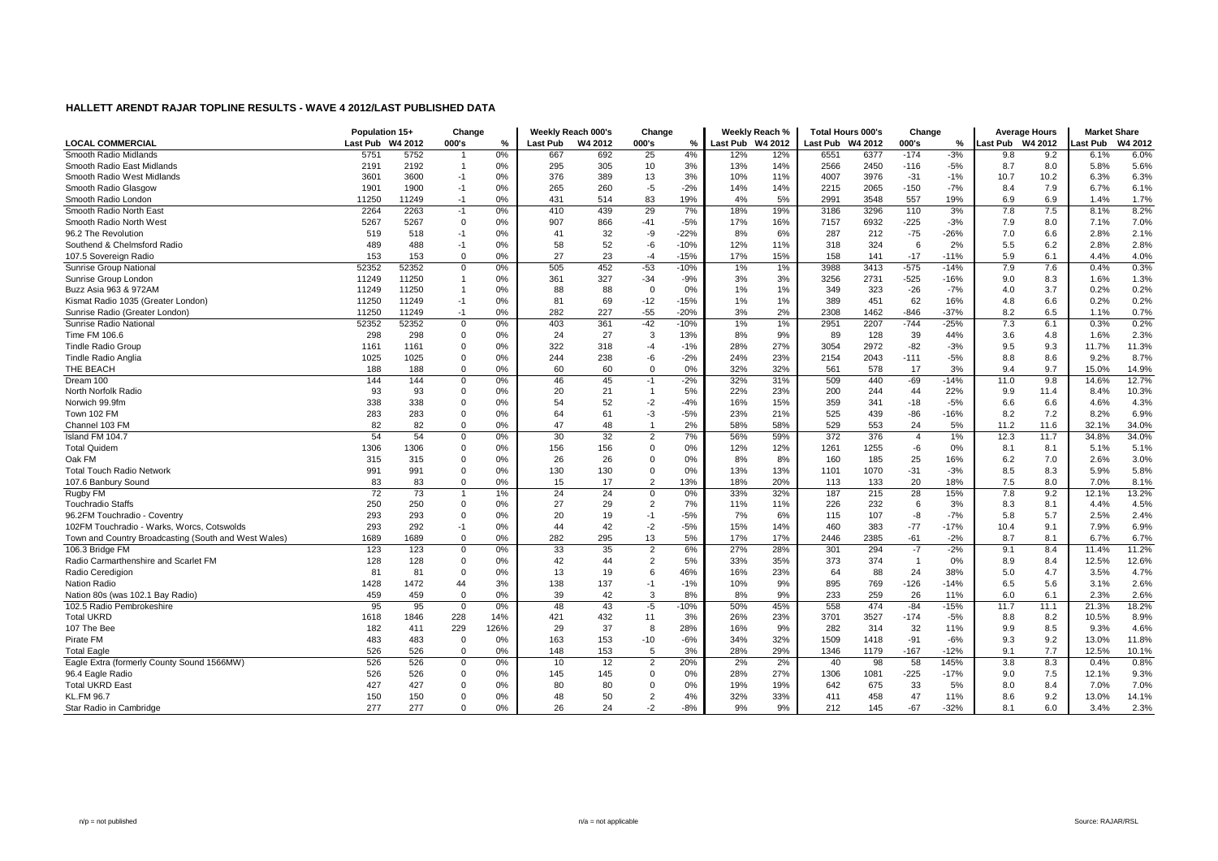## HALLETT ARENDT RAJAR TOPLINE RESULTS - WAVE 4 2012/LAST PUBLISHED DATA

| | Population 15+ | | Change | | Weekly Reach 000's | | Change | | Weekly Reach % | | Total Hours 000's | | Change | | Average Hours | | Market Share | |
|---|---|---|---|---|---|---|---|---|---|---|---|---|---|---|---|---|---|---|
| LOCAL COMMERCIAL | Last Pub | W4 2012 | 000's | % | Last Pub | W4 2012 | 000's | % | Last Pub | W4 2012 | Last Pub | W4 2012 | 000's | % | Last Pub | W4 2012 | Last Pub | W4 2012 |
| Smooth Radio Midlands | 5751 | 5752 | 1 | 0% | 667 | 692 | 25 | 4% | 12% | 12% | 6551 | 6377 | -174 | -3% | 9.8 | 9.2 | 6.1% | 6.0% |
| Smooth Radio East Midlands | 2191 | 2192 | 1 | 0% | 295 | 305 | 10 | 3% | 13% | 14% | 2566 | 2450 | -116 | -5% | 8.7 | 8.0 | 5.8% | 5.6% |
| Smooth Radio West Midlands | 3601 | 3600 | -1 | 0% | 376 | 389 | 13 | 3% | 10% | 11% | 4007 | 3976 | -31 | -1% | 10.7 | 10.2 | 6.3% | 6.3% |
| Smooth Radio Glasgow | 1901 | 1900 | -1 | 0% | 265 | 260 | -5 | -2% | 14% | 14% | 2215 | 2065 | -150 | -7% | 8.4 | 7.9 | 6.7% | 6.1% |
| Smooth Radio London | 11250 | 11249 | -1 | 0% | 431 | 514 | 83 | 19% | 4% | 5% | 2991 | 3548 | 557 | 19% | 6.9 | 6.9 | 1.4% | 1.7% |
| Smooth Radio North East | 2264 | 2263 | -1 | 0% | 410 | 439 | 29 | 7% | 18% | 19% | 3186 | 3296 | 110 | 3% | 7.8 | 7.5 | 8.1% | 8.2% |
| Smooth Radio North West | 5267 | 5267 | 0 | 0% | 907 | 866 | -41 | -5% | 17% | 16% | 7157 | 6932 | -225 | -3% | 7.9 | 8.0 | 7.1% | 7.0% |
| 96.2 The Revolution | 519 | 518 | -1 | 0% | 41 | 32 | -9 | -22% | 8% | 6% | 287 | 212 | -75 | -26% | 7.0 | 6.6 | 2.8% | 2.1% |
| Southend & Chelmsford Radio | 489 | 488 | -1 | 0% | 58 | 52 | -6 | -10% | 12% | 11% | 318 | 324 | 6 | 2% | 5.5 | 6.2 | 2.8% | 2.8% |
| 107.5 Sovereign Radio | 153 | 153 | 0 | 0% | 27 | 23 | -4 | -15% | 17% | 15% | 158 | 141 | -17 | -11% | 5.9 | 6.1 | 4.4% | 4.0% |
| Sunrise Group National | 52352 | 52352 | 0 | 0% | 505 | 452 | -53 | -10% | 1% | 1% | 3988 | 3413 | -575 | -14% | 7.9 | 7.6 | 0.4% | 0.3% |
| Sunrise Group London | 11249 | 11250 | 1 | 0% | 361 | 327 | -34 | -9% | 3% | 3% | 3256 | 2731 | -525 | -16% | 9.0 | 8.3 | 1.6% | 1.3% |
| Buzz Asia 963 & 972AM | 11249 | 11250 | 1 | 0% | 88 | 88 | 0 | 0% | 1% | 1% | 349 | 323 | -26 | -7% | 4.0 | 3.7 | 0.2% | 0.2% |
| Kismat Radio 1035 (Greater London) | 11250 | 11249 | -1 | 0% | 81 | 69 | -12 | -15% | 1% | 1% | 389 | 451 | 62 | 16% | 4.8 | 6.6 | 0.2% | 0.2% |
| Sunrise Radio (Greater London) | 11250 | 11249 | -1 | 0% | 282 | 227 | -55 | -20% | 3% | 2% | 2308 | 1462 | -846 | -37% | 8.2 | 6.5 | 1.1% | 0.7% |
| Sunrise Radio National | 52352 | 52352 | 0 | 0% | 403 | 361 | -42 | -10% | 1% | 1% | 2951 | 2207 | -744 | -25% | 7.3 | 6.1 | 0.3% | 0.2% |
| Time FM 106.6 | 298 | 298 | 0 | 0% | 24 | 27 | 3 | 13% | 8% | 9% | 89 | 128 | 39 | 44% | 3.6 | 4.8 | 1.6% | 2.3% |
| Tindle Radio Group | 1161 | 1161 | 0 | 0% | 322 | 318 | -4 | -1% | 28% | 27% | 3054 | 2972 | -82 | -3% | 9.5 | 9.3 | 11.7% | 11.3% |
| Tindle Radio Anglia | 1025 | 1025 | 0 | 0% | 244 | 238 | -6 | -2% | 24% | 23% | 2154 | 2043 | -111 | -5% | 8.8 | 8.6 | 9.2% | 8.7% |
| THE BEACH | 188 | 188 | 0 | 0% | 60 | 60 | 0 | 0% | 32% | 32% | 561 | 578 | 17 | 3% | 9.4 | 9.7 | 15.0% | 14.9% |
| Dream 100 | 144 | 144 | 0 | 0% | 46 | 45 | -1 | -2% | 32% | 31% | 509 | 440 | -69 | -14% | 11.0 | 9.8 | 14.6% | 12.7% |
| North Norfolk Radio | 93 | 93 | 0 | 0% | 20 | 21 | 1 | 5% | 22% | 23% | 200 | 244 | 44 | 22% | 9.9 | 11.4 | 8.4% | 10.3% |
| Norwich 99.9fm | 338 | 338 | 0 | 0% | 54 | 52 | -2 | -4% | 16% | 15% | 359 | 341 | -18 | -5% | 6.6 | 6.6 | 4.6% | 4.3% |
| Town 102 FM | 283 | 283 | 0 | 0% | 64 | 61 | -3 | -5% | 23% | 21% | 525 | 439 | -86 | -16% | 8.2 | 7.2 | 8.2% | 6.9% |
| Channel 103 FM | 82 | 82 | 0 | 0% | 47 | 48 | 1 | 2% | 58% | 58% | 529 | 553 | 24 | 5% | 11.2 | 11.6 | 32.1% | 34.0% |
| Island FM 104.7 | 54 | 54 | 0 | 0% | 30 | 32 | 2 | 7% | 56% | 59% | 372 | 376 | 4 | 1% | 12.3 | 11.7 | 34.8% | 34.0% |
| Total Quidem | 1306 | 1306 | 0 | 0% | 156 | 156 | 0 | 0% | 12% | 12% | 1261 | 1255 | -6 | 0% | 8.1 | 8.1 | 5.1% | 5.1% |
| Oak FM | 315 | 315 | 0 | 0% | 26 | 26 | 0 | 0% | 8% | 8% | 160 | 185 | 25 | 16% | 6.2 | 7.0 | 2.6% | 3.0% |
| Total Touch Radio Network | 991 | 991 | 0 | 0% | 130 | 130 | 0 | 0% | 13% | 13% | 1101 | 1070 | -31 | -3% | 8.5 | 8.3 | 5.9% | 5.8% |
| 107.6 Banbury Sound | 83 | 83 | 0 | 0% | 15 | 17 | 2 | 13% | 18% | 20% | 113 | 133 | 20 | 18% | 7.5 | 8.0 | 7.0% | 8.1% |
| Rugby FM | 72 | 73 | 1 | 1% | 24 | 24 | 0 | 0% | 33% | 32% | 187 | 215 | 28 | 15% | 7.8 | 9.2 | 12.1% | 13.2% |
| Touchradio Staffs | 250 | 250 | 0 | 0% | 27 | 29 | 2 | 7% | 11% | 11% | 226 | 232 | 6 | 3% | 8.3 | 8.1 | 4.4% | 4.5% |
| 96.2FM Touchradio - Coventry | 293 | 293 | 0 | 0% | 20 | 19 | -1 | -5% | 7% | 6% | 115 | 107 | -8 | -7% | 5.8 | 5.7 | 2.5% | 2.4% |
| 102FM Touchradio - Warks, Worcs, Cotswolds | 293 | 292 | -1 | 0% | 44 | 42 | -2 | -5% | 15% | 14% | 460 | 383 | -77 | -17% | 10.4 | 9.1 | 7.9% | 6.9% |
| Town and Country Broadcasting (South and West Wales) | 1689 | 1689 | 0 | 0% | 282 | 295 | 13 | 5% | 17% | 17% | 2446 | 2385 | -61 | -2% | 8.7 | 8.1 | 6.7% | 6.7% |
| 106.3 Bridge FM | 123 | 123 | 0 | 0% | 33 | 35 | 2 | 6% | 27% | 28% | 301 | 294 | -7 | -2% | 9.1 | 8.4 | 11.4% | 11.2% |
| Radio Carmarthenshire and Scarlet FM | 128 | 128 | 0 | 0% | 42 | 44 | 2 | 5% | 33% | 35% | 373 | 374 | 1 | 0% | 8.9 | 8.4 | 12.5% | 12.6% |
| Radio Ceredigion | 81 | 81 | 0 | 0% | 13 | 19 | 6 | 46% | 16% | 23% | 64 | 88 | 24 | 38% | 5.0 | 4.7 | 3.5% | 4.7% |
| Nation Radio | 1428 | 1472 | 44 | 3% | 138 | 137 | -1 | -1% | 10% | 9% | 895 | 769 | -126 | -14% | 6.5 | 5.6 | 3.1% | 2.6% |
| Nation 80s (was 102.1 Bay Radio) | 459 | 459 | 0 | 0% | 39 | 42 | 3 | 8% | 8% | 9% | 233 | 259 | 26 | 11% | 6.0 | 6.1 | 2.3% | 2.6% |
| 102.5 Radio Pembrokeshire | 95 | 95 | 0 | 0% | 48 | 43 | -5 | -10% | 50% | 45% | 558 | 474 | -84 | -15% | 11.7 | 11.1 | 21.3% | 18.2% |
| Total UKRD | 1618 | 1846 | 228 | 14% | 421 | 432 | 11 | 3% | 26% | 23% | 3701 | 3527 | -174 | -5% | 8.8 | 8.2 | 10.5% | 8.9% |
| 107 The Bee | 182 | 411 | 229 | 126% | 29 | 37 | 8 | 28% | 16% | 9% | 282 | 314 | 32 | 11% | 9.9 | 8.5 | 9.3% | 4.6% |
| Pirate FM | 483 | 483 | 0 | 0% | 163 | 153 | -10 | -6% | 34% | 32% | 1509 | 1418 | -91 | -6% | 9.3 | 9.2 | 13.0% | 11.8% |
| Total Eagle | 526 | 526 | 0 | 0% | 148 | 153 | 5 | 3% | 28% | 29% | 1346 | 1179 | -167 | -12% | 9.1 | 7.7 | 12.5% | 10.1% |
| Eagle Extra (formerly County Sound 1566MW) | 526 | 526 | 0 | 0% | 10 | 12 | 2 | 20% | 2% | 2% | 40 | 98 | 58 | 145% | 3.8 | 8.3 | 0.4% | 0.8% |
| 96.4 Eagle Radio | 526 | 526 | 0 | 0% | 145 | 145 | 0 | 0% | 28% | 27% | 1306 | 1081 | -225 | -17% | 9.0 | 7.5 | 12.1% | 9.3% |
| Total UKRD East | 427 | 427 | 0 | 0% | 80 | 80 | 0 | 0% | 19% | 19% | 642 | 675 | 33 | 5% | 8.0 | 8.4 | 7.0% | 7.0% |
| KL.FM 96.7 | 150 | 150 | 0 | 0% | 48 | 50 | 2 | 4% | 32% | 33% | 411 | 458 | 47 | 11% | 8.6 | 9.2 | 13.0% | 14.1% |
| Star Radio in Cambridge | 277 | 277 | 0 | 0% | 26 | 24 | -2 | -8% | 9% | 9% | 212 | 145 | -67 | -32% | 8.1 | 6.0 | 3.4% | 2.3% |

n/p = not published n/a = not applicable Source: RAJAR/RSL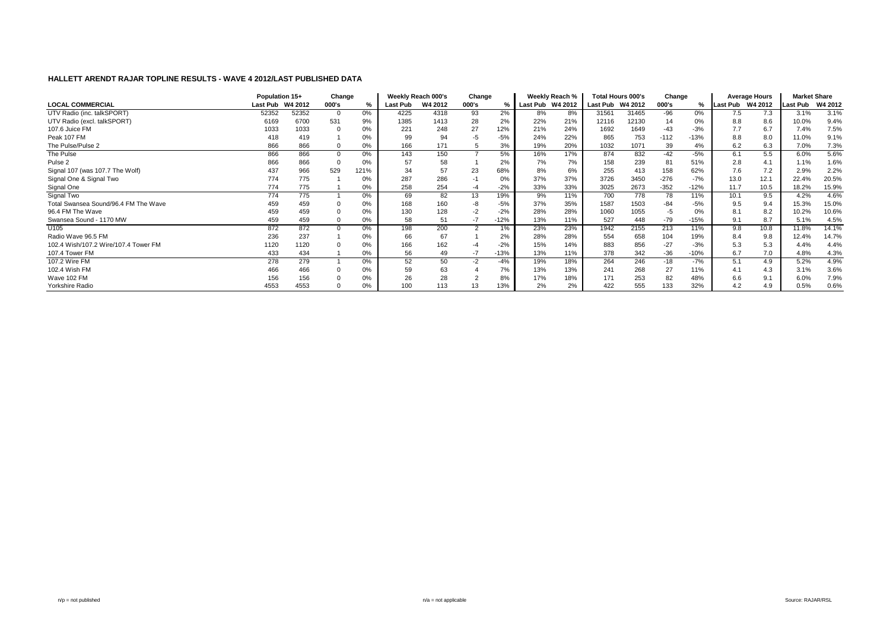## HALLETT ARENDT RAJAR TOPLINE RESULTS - WAVE 4 2012/LAST PUBLISHED DATA

| | Population 15+ | | Change | | Weekly Reach 000's | | Change | | Weekly Reach % | | Total Hours 000's | | Change | | Average Hours | | Market Share | |
|---|---|---|---|---|---|---|---|---|---|---|---|---|---|---|---|---|---|---|
| **LOCAL COMMERCIAL** | Last Pub | W4 2012 | 000's | % | Last Pub | W4 2012 | 000's | % | Last Pub | W4 2012 | Last Pub | W4 2012 | 000's | % | Last Pub | W4 2012 | Last Pub | W4 2012 |
| UTV Radio (inc. talkSPORT) | 52352 | 52352 | 0 | 0% | 4225 | 4318 | 93 | 2% | 8% | 8% | 31561 | 31465 | -96 | 0% | 7.5 | 7.3 | 3.1% | 3.1% |
| UTV Radio (excl. talkSPORT) | 6169 | 6700 | 531 | 9% | 1385 | 1413 | 28 | 2% | 22% | 21% | 12116 | 12130 | 14 | 0% | 8.8 | 8.6 | 10.0% | 9.4% |
| 107.6 Juice FM | 1033 | 1033 | 0 | 0% | 221 | 248 | 27 | 12% | 21% | 24% | 1692 | 1649 | -43 | -3% | 7.7 | 6.7 | 7.4% | 7.5% |
| Peak 107 FM | 418 | 419 | 1 | 0% | 99 | 94 | -5 | -5% | 24% | 22% | 865 | 753 | -112 | -13% | 8.8 | 8.0 | 11.0% | 9.1% |
| The Pulse/Pulse 2 | 866 | 866 | 0 | 0% | 166 | 171 | 5 | 3% | 19% | 20% | 1032 | 1071 | 39 | 4% | 6.2 | 6.3 | 7.0% | 7.3% |
| The Pulse | 866 | 866 | 0 | 0% | 143 | 150 | 7 | 5% | 16% | 17% | 874 | 832 | -42 | -5% | 6.1 | 5.5 | 6.0% | 5.6% |
| Pulse 2 | 866 | 866 | 0 | 0% | 57 | 58 | 1 | 2% | 7% | 7% | 158 | 239 | 81 | 51% | 2.8 | 4.1 | 1.1% | 1.6% |
| Signal 107 (was 107.7 The Wolf) | 437 | 966 | 529 | 121% | 34 | 57 | 23 | 68% | 8% | 6% | 255 | 413 | 158 | 62% | 7.6 | 7.2 | 2.9% | 2.2% |
| Signal One & Signal Two | 774 | 775 | 1 | 0% | 287 | 286 | -1 | 0% | 37% | 37% | 3726 | 3450 | -276 | -7% | 13.0 | 12.1 | 22.4% | 20.5% |
| Signal One | 774 | 775 | 1 | 0% | 258 | 254 | -4 | -2% | 33% | 33% | 3025 | 2673 | -352 | -12% | 11.7 | 10.5 | 18.2% | 15.9% |
| Signal Two | 774 | 775 | 1 | 0% | 69 | 82 | 13 | 19% | 9% | 11% | 700 | 778 | 78 | 11% | 10.1 | 9.5 | 4.2% | 4.6% |
| Total Swansea Sound/96.4 FM The Wave | 459 | 459 | 0 | 0% | 168 | 160 | -8 | -5% | 37% | 35% | 1587 | 1503 | -84 | -5% | 9.5 | 9.4 | 15.3% | 15.0% |
| 96.4 FM The Wave | 459 | 459 | 0 | 0% | 130 | 128 | -2 | -2% | 28% | 28% | 1060 | 1055 | -5 | 0% | 8.1 | 8.2 | 10.2% | 10.6% |
| Swansea Sound - 1170 MW | 459 | 459 | 0 | 0% | 58 | 51 | -7 | -12% | 13% | 11% | 527 | 448 | -79 | -15% | 9.1 | 8.7 | 5.1% | 4.5% |
| U105 | 872 | 872 | 0 | 0% | 198 | 200 | 2 | 1% | 23% | 23% | 1942 | 2155 | 213 | 11% | 9.8 | 10.8 | 11.8% | 14.1% |
| Radio Wave 96.5 FM | 236 | 237 | 1 | 0% | 66 | 67 | 1 | 2% | 28% | 28% | 554 | 658 | 104 | 19% | 8.4 | 9.8 | 12.4% | 14.7% |
| 102.4 Wish/107.2 Wire/107.4 Tower FM | 1120 | 1120 | 0 | 0% | 166 | 162 | -4 | -2% | 15% | 14% | 883 | 856 | -27 | -3% | 5.3 | 5.3 | 4.4% | 4.4% |
| 107.4 Tower FM | 433 | 434 | 1 | 0% | 56 | 49 | -7 | -13% | 13% | 11% | 378 | 342 | -36 | -10% | 6.7 | 7.0 | 4.8% | 4.3% |
| 107.2 Wire FM | 278 | 279 | 1 | 0% | 52 | 50 | -2 | -4% | 19% | 18% | 264 | 246 | -18 | -7% | 5.1 | 4.9 | 5.2% | 4.9% |
| 102.4 Wish FM | 466 | 466 | 0 | 0% | 59 | 63 | 4 | 7% | 13% | 13% | 241 | 268 | 27 | 11% | 4.1 | 4.3 | 3.1% | 3.6% |
| Wave 102 FM | 156 | 156 | 0 | 0% | 26 | 28 | 2 | 8% | 17% | 18% | 171 | 253 | 82 | 48% | 6.6 | 9.1 | 6.0% | 7.9% |
| Yorkshire Radio | 4553 | 4553 | 0 | 0% | 100 | 113 | 13 | 13% | 2% | 2% | 422 | 555 | 133 | 32% | 4.2 | 4.9 | 0.5% | 0.6% |

n/p = not published     n/a = not applicable     Source: RAJAR/RSL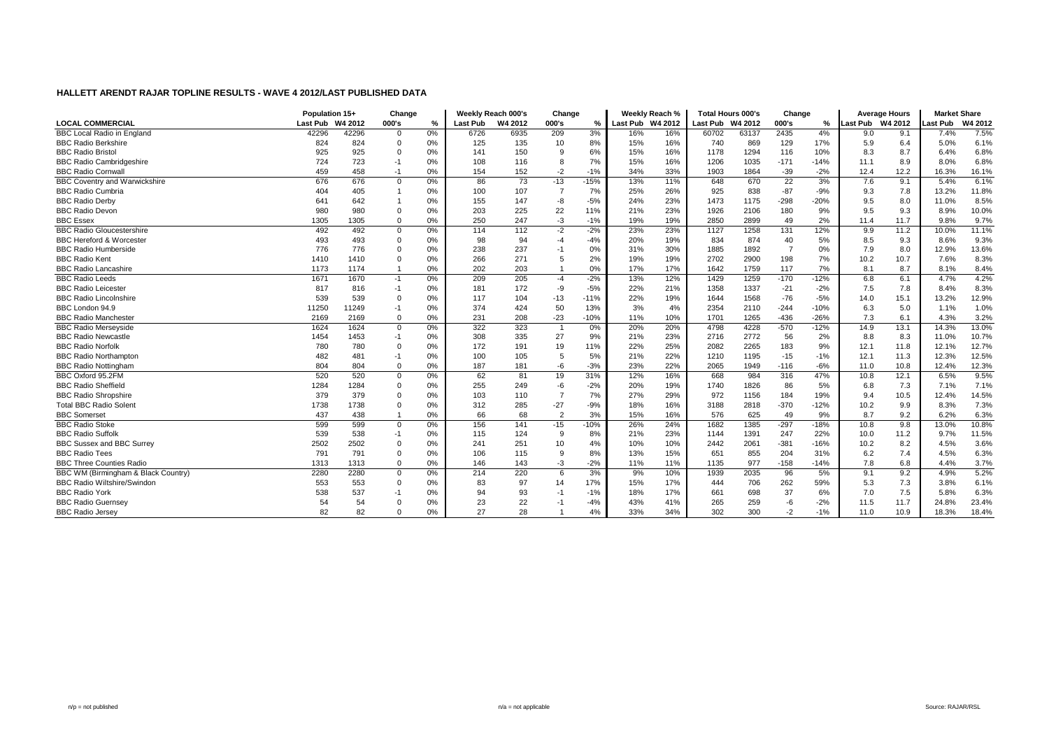## HALLETT ARENDT RAJAR TOPLINE RESULTS - WAVE 4 2012/LAST PUBLISHED DATA

| LOCAL COMMERCIAL | Population 15+ | | Change | | Weekly Reach 000's | | Change | | Weekly Reach % | | Total Hours 000's | | Change | | Average Hours | | Market Share | |
|---|---|---|---|---|---|---|---|---|---|---|---|---|---|---|---|---|---|---|
| | Last Pub | W4 2012 | 000's | % | Last Pub | W4 2012 | 000's | % | Last Pub | W4 2012 | Last Pub | W4 2012 | 000's | % | Last Pub | W4 2012 | Last Pub | W4 2012 |
| BBC Local Radio in England | 42296 | 42296 | 0 | 0% | 6726 | 6935 | 209 | 3% | 16% | 16% | 60702 | 63137 | 2435 | 4% | 9.0 | 9.1 | 7.4% | 7.5% |
| BBC Radio Berkshire | 824 | 824 | 0 | 0% | 125 | 135 | 10 | 8% | 15% | 16% | 740 | 869 | 129 | 17% | 5.9 | 6.4 | 5.0% | 6.1% |
| BBC Radio Bristol | 925 | 925 | 0 | 0% | 141 | 150 | 9 | 6% | 15% | 16% | 1178 | 1294 | 116 | 10% | 8.3 | 8.7 | 6.4% | 6.8% |
| BBC Radio Cambridgeshire | 724 | 723 | -1 | 0% | 108 | 116 | 8 | 7% | 15% | 16% | 1206 | 1035 | -171 | -14% | 11.1 | 8.9 | 8.0% | 6.8% |
| BBC Radio Cornwall | 459 | 458 | -1 | 0% | 154 | 152 | -2 | -1% | 34% | 33% | 1903 | 1864 | -39 | -2% | 12.4 | 12.2 | 16.3% | 16.1% |
| BBC Coventry and Warwickshire | 676 | 676 | 0 | 0% | 86 | 73 | -13 | -15% | 13% | 11% | 648 | 670 | 22 | 3% | 7.6 | 9.1 | 5.4% | 6.1% |
| BBC Radio Cumbria | 404 | 405 | 1 | 0% | 100 | 107 | 7 | 7% | 25% | 26% | 925 | 838 | -87 | -9% | 9.3 | 7.8 | 13.2% | 11.8% |
| BBC Radio Derby | 641 | 642 | 1 | 0% | 155 | 147 | -8 | -5% | 24% | 23% | 1473 | 1175 | -298 | -20% | 9.5 | 8.0 | 11.0% | 8.5% |
| BBC Radio Devon | 980 | 980 | 0 | 0% | 203 | 225 | 22 | 11% | 21% | 23% | 1926 | 2106 | 180 | 9% | 9.5 | 9.3 | 8.9% | 10.0% |
| BBC Essex | 1305 | 1305 | 0 | 0% | 250 | 247 | -3 | -1% | 19% | 19% | 2850 | 2899 | 49 | 2% | 11.4 | 11.7 | 9.8% | 9.7% |
| BBC Radio Gloucestershire | 492 | 492 | 0 | 0% | 114 | 112 | -2 | -2% | 23% | 23% | 1127 | 1258 | 131 | 12% | 9.9 | 11.2 | 10.0% | 11.1% |
| BBC Hereford & Worcester | 493 | 493 | 0 | 0% | 98 | 94 | -4 | -4% | 20% | 19% | 834 | 874 | 40 | 5% | 8.5 | 9.3 | 8.6% | 9.3% |
| BBC Radio Humberside | 776 | 776 | 0 | 0% | 238 | 237 | -1 | 0% | 31% | 30% | 1885 | 1892 | 7 | 0% | 7.9 | 8.0 | 12.9% | 13.6% |
| BBC Radio Kent | 1410 | 1410 | 0 | 0% | 266 | 271 | 5 | 2% | 19% | 19% | 2702 | 2900 | 198 | 7% | 10.2 | 10.7 | 7.6% | 8.3% |
| BBC Radio Lancashire | 1173 | 1174 | 1 | 0% | 202 | 203 | 1 | 0% | 17% | 17% | 1642 | 1759 | 117 | 7% | 8.1 | 8.7 | 8.1% | 8.4% |
| BBC Radio Leeds | 1671 | 1670 | -1 | 0% | 209 | 205 | -4 | -2% | 13% | 12% | 1429 | 1259 | -170 | -12% | 6.8 | 6.1 | 4.7% | 4.2% |
| BBC Radio Leicester | 817 | 816 | -1 | 0% | 181 | 172 | -9 | -5% | 22% | 21% | 1358 | 1337 | -21 | -2% | 7.5 | 7.8 | 8.4% | 8.3% |
| BBC Radio Lincolnshire | 539 | 539 | 0 | 0% | 117 | 104 | -13 | -11% | 22% | 19% | 1644 | 1568 | -76 | -5% | 14.0 | 15.1 | 13.2% | 12.9% |
| BBC London 94.9 | 11250 | 11249 | -1 | 0% | 374 | 424 | 50 | 13% | 3% | 4% | 2354 | 2110 | -244 | -10% | 6.3 | 5.0 | 1.1% | 1.0% |
| BBC Radio Manchester | 2169 | 2169 | 0 | 0% | 231 | 208 | -23 | -10% | 11% | 10% | 1701 | 1265 | -436 | -26% | 7.3 | 6.1 | 4.3% | 3.2% |
| BBC Radio Merseyside | 1624 | 1624 | 0 | 0% | 322 | 323 | 1 | 0% | 20% | 20% | 4798 | 4228 | -570 | -12% | 14.9 | 13.1 | 14.3% | 13.0% |
| BBC Radio Newcastle | 1454 | 1453 | -1 | 0% | 308 | 335 | 27 | 9% | 21% | 23% | 2716 | 2772 | 56 | 2% | 8.8 | 8.3 | 11.0% | 10.7% |
| BBC Radio Norfolk | 780 | 780 | 0 | 0% | 172 | 191 | 19 | 11% | 22% | 25% | 2082 | 2265 | 183 | 9% | 12.1 | 11.8 | 12.1% | 12.7% |
| BBC Radio Northampton | 482 | 481 | -1 | 0% | 100 | 105 | 5 | 5% | 21% | 22% | 1210 | 1195 | -15 | -1% | 12.1 | 11.3 | 12.3% | 12.5% |
| BBC Radio Nottingham | 804 | 804 | 0 | 0% | 187 | 181 | -6 | -3% | 23% | 22% | 2065 | 1949 | -116 | -6% | 11.0 | 10.8 | 12.4% | 12.3% |
| BBC Oxford 95.2FM | 520 | 520 | 0 | 0% | 62 | 81 | 19 | 31% | 12% | 16% | 668 | 984 | 316 | 47% | 10.8 | 12.1 | 6.5% | 9.5% |
| BBC Radio Sheffield | 1284 | 1284 | 0 | 0% | 255 | 249 | -6 | -2% | 20% | 19% | 1740 | 1826 | 86 | 5% | 6.8 | 7.3 | 7.1% | 7.1% |
| BBC Radio Shropshire | 379 | 379 | 0 | 0% | 103 | 110 | 7 | 7% | 27% | 29% | 972 | 1156 | 184 | 19% | 9.4 | 10.5 | 12.4% | 14.5% |
| Total BBC Radio Solent | 1738 | 1738 | 0 | 0% | 312 | 285 | -27 | -9% | 18% | 16% | 3188 | 2818 | -370 | -12% | 10.2 | 9.9 | 8.3% | 7.3% |
| BBC Somerset | 437 | 438 | 1 | 0% | 66 | 68 | 2 | 3% | 15% | 16% | 576 | 625 | 49 | 9% | 8.7 | 9.2 | 6.2% | 6.3% |
| BBC Radio Stoke | 599 | 599 | 0 | 0% | 156 | 141 | -15 | -10% | 26% | 24% | 1682 | 1385 | -297 | -18% | 10.8 | 9.8 | 13.0% | 10.8% |
| BBC Radio Suffolk | 539 | 538 | -1 | 0% | 115 | 124 | 9 | 8% | 21% | 23% | 1144 | 1391 | 247 | 22% | 10.0 | 11.2 | 9.7% | 11.5% |
| BBC Sussex and BBC Surrey | 2502 | 2502 | 0 | 0% | 241 | 251 | 10 | 4% | 10% | 10% | 2442 | 2061 | -381 | -16% | 10.2 | 8.2 | 4.5% | 3.6% |
| BBC Radio Tees | 791 | 791 | 0 | 0% | 106 | 115 | 9 | 8% | 13% | 15% | 651 | 855 | 204 | 31% | 6.2 | 7.4 | 4.5% | 6.3% |
| BBC Three Counties Radio | 1313 | 1313 | 0 | 0% | 146 | 143 | -3 | -2% | 11% | 11% | 1135 | 977 | -158 | -14% | 7.8 | 6.8 | 4.4% | 3.7% |
| BBC WM (Birmingham & Black Country) | 2280 | 2280 | 0 | 0% | 214 | 220 | 6 | 3% | 9% | 10% | 1939 | 2035 | 96 | 5% | 9.1 | 9.2 | 4.9% | 5.2% |
| BBC Radio Wiltshire/Swindon | 553 | 553 | 0 | 0% | 83 | 97 | 14 | 17% | 15% | 17% | 444 | 706 | 262 | 59% | 5.3 | 7.3 | 3.8% | 6.1% |
| BBC Radio York | 538 | 537 | -1 | 0% | 94 | 93 | -1 | -1% | 18% | 17% | 661 | 698 | 37 | 6% | 7.0 | 7.5 | 5.8% | 6.3% |
| BBC Radio Guernsey | 54 | 54 | 0 | 0% | 23 | 22 | -1 | -4% | 43% | 41% | 265 | 259 | -6 | -2% | 11.5 | 11.7 | 24.8% | 23.4% |
| BBC Radio Jersey | 82 | 82 | 0 | 0% | 27 | 28 | 1 | 4% | 33% | 34% | 302 | 300 | -2 | -1% | 11.0 | 10.9 | 18.3% | 18.4% |

n/p = not published n/a = not applicable Source: RAJAR/RSL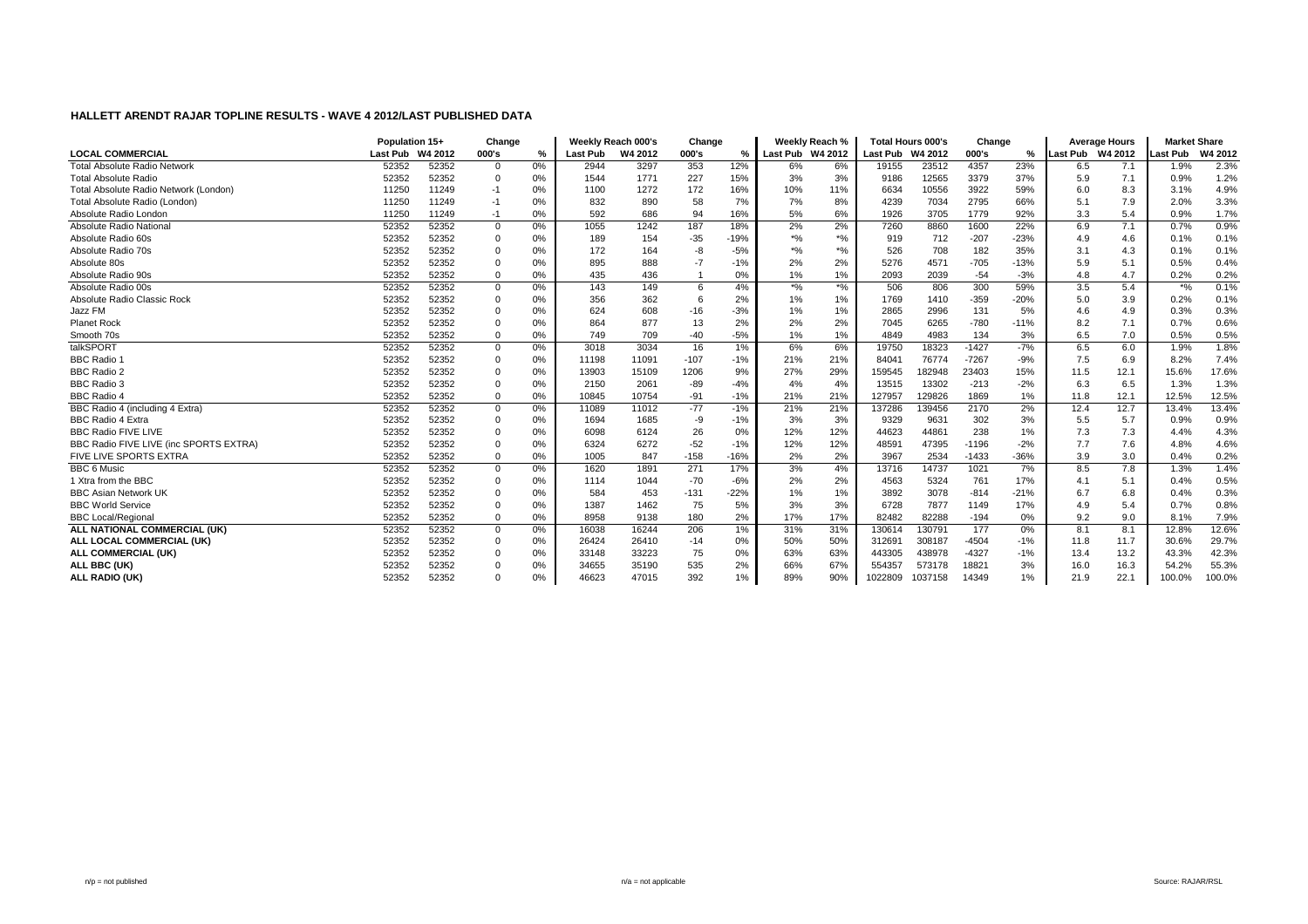## HALLETT ARENDT RAJAR TOPLINE RESULTS - WAVE 4 2012/LAST PUBLISHED DATA

| LOCAL COMMERCIAL | Population 15+ | | Change | | Weekly Reach 000's | | Change | | Weekly Reach % | | Total Hours 000's | | Change | | Average Hours | | Market Share | |
|---|---|---|---|---|---|---|---|---|---|---|---|---|---|---|---|---|---|---|
| | Last Pub | W4 2012 | 000's | % | Last Pub | W4 2012 | 000's | % | Last Pub | W4 2012 | Last Pub | W4 2012 | 000's | % | Last Pub | W4 2012 | Last Pub | W4 2012 |
| Total Absolute Radio Network | 52352 | 52352 | 0 | 0% | 2944 | 3297 | 353 | 12% | 6% | 6% | 19155 | 23512 | 4357 | 23% | 6.5 | 7.1 | 1.9% | 2.3% |
| Total Absolute Radio | 52352 | 52352 | 0 | 0% | 1544 | 1771 | 227 | 15% | 3% | 3% | 9186 | 12565 | 3379 | 37% | 5.9 | 7.1 | 0.9% | 1.2% |
| Total Absolute Radio Network (London) | 11250 | 11249 | -1 | 0% | 1100 | 1272 | 172 | 16% | 10% | 11% | 6634 | 10556 | 3922 | 59% | 6.0 | 8.3 | 3.1% | 4.9% |
| Total Absolute Radio (London) | 11250 | 11249 | -1 | 0% | 832 | 890 | 58 | 7% | 7% | 8% | 4239 | 7034 | 2795 | 66% | 5.1 | 7.9 | 2.0% | 3.3% |
| Absolute Radio London | 11250 | 11249 | -1 | 0% | 592 | 686 | 94 | 16% | 5% | 6% | 1926 | 3705 | 1779 | 92% | 3.3 | 5.4 | 0.9% | 1.7% |
| Absolute Radio National | 52352 | 52352 | 0 | 0% | 1055 | 1242 | 187 | 18% | 2% | 2% | 7260 | 8860 | 1600 | 22% | 6.9 | 7.1 | 0.7% | 0.9% |
| Absolute Radio 60s | 52352 | 52352 | 0 | 0% | 189 | 154 | -35 | -19% | *% | *% | 919 | 712 | -207 | -23% | 4.9 | 4.6 | 0.1% | 0.1% |
| Absolute Radio 70s | 52352 | 52352 | 0 | 0% | 172 | 164 | -8 | -5% | *% | *% | 526 | 708 | 182 | 35% | 3.1 | 4.3 | 0.1% | 0.1% |
| Absolute 80s | 52352 | 52352 | 0 | 0% | 895 | 888 | -7 | -1% | 2% | 2% | 5276 | 4571 | -705 | -13% | 5.9 | 5.1 | 0.5% | 0.4% |
| Absolute Radio 90s | 52352 | 52352 | 0 | 0% | 435 | 436 | 1 | 0% | 1% | 1% | 2093 | 2039 | -54 | -3% | 4.8 | 4.7 | 0.2% | 0.2% |
| Absolute Radio 00s | 52352 | 52352 | 0 | 0% | 143 | 149 | 6 | 4% | *% | *% | 506 | 806 | 300 | 59% | 3.5 | 5.4 | *% | 0.1% |
| Absolute Radio Classic Rock | 52352 | 52352 | 0 | 0% | 356 | 362 | 6 | 2% | 1% | 1% | 1769 | 1410 | -359 | -20% | 5.0 | 3.9 | 0.2% | 0.1% |
| Jazz FM | 52352 | 52352 | 0 | 0% | 624 | 608 | -16 | -3% | 1% | 1% | 2865 | 2996 | 131 | 5% | 4.6 | 4.9 | 0.3% | 0.3% |
| Planet Rock | 52352 | 52352 | 0 | 0% | 864 | 877 | 13 | 2% | 2% | 2% | 7045 | 6265 | -780 | -11% | 8.2 | 7.1 | 0.7% | 0.6% |
| Smooth 70s | 52352 | 52352 | 0 | 0% | 749 | 709 | -40 | -5% | 1% | 1% | 4849 | 4983 | 134 | 3% | 6.5 | 7.0 | 0.5% | 0.5% |
| talkSPORT | 52352 | 52352 | 0 | 0% | 3018 | 3034 | 16 | 1% | 6% | 6% | 19750 | 18323 | -1427 | -7% | 6.5 | 6.0 | 1.9% | 1.8% |
| BBC Radio 1 | 52352 | 52352 | 0 | 0% | 11198 | 11091 | -107 | -1% | 21% | 21% | 84041 | 76774 | -7267 | -9% | 7.5 | 6.9 | 8.2% | 7.4% |
| BBC Radio 2 | 52352 | 52352 | 0 | 0% | 13903 | 15109 | 1206 | 9% | 27% | 29% | 159545 | 182948 | 23403 | 15% | 11.5 | 12.1 | 15.6% | 17.6% |
| BBC Radio 3 | 52352 | 52352 | 0 | 0% | 2150 | 2061 | -89 | -4% | 4% | 4% | 13515 | 13302 | -213 | -2% | 6.3 | 6.5 | 1.3% | 1.3% |
| BBC Radio 4 | 52352 | 52352 | 0 | 0% | 10845 | 10754 | -91 | -1% | 21% | 21% | 127957 | 129826 | 1869 | 1% | 11.8 | 12.1 | 12.5% | 12.5% |
| BBC Radio 4 (including 4 Extra) | 52352 | 52352 | 0 | 0% | 11089 | 11012 | -77 | -1% | 21% | 21% | 137286 | 139456 | 2170 | 2% | 12.4 | 12.7 | 13.4% | 13.4% |
| BBC Radio 4 Extra | 52352 | 52352 | 0 | 0% | 1694 | 1685 | -9 | -1% | 3% | 3% | 9329 | 9631 | 302 | 3% | 5.5 | 5.7 | 0.9% | 0.9% |
| BBC Radio FIVE LIVE | 52352 | 52352 | 0 | 0% | 6098 | 6124 | 26 | 0% | 12% | 12% | 44623 | 44861 | 238 | 1% | 7.3 | 7.3 | 4.4% | 4.3% |
| BBC Radio FIVE LIVE (inc SPORTS EXTRA) | 52352 | 52352 | 0 | 0% | 6324 | 6272 | -52 | -1% | 12% | 12% | 48591 | 47395 | -1196 | -2% | 7.7 | 7.6 | 4.8% | 4.6% |
| FIVE LIVE SPORTS EXTRA | 52352 | 52352 | 0 | 0% | 1005 | 847 | -158 | -16% | 2% | 2% | 3967 | 2534 | -1433 | -36% | 3.9 | 3.0 | 0.4% | 0.2% |
| BBC 6 Music | 52352 | 52352 | 0 | 0% | 1620 | 1891 | 271 | 17% | 3% | 4% | 13716 | 14737 | 1021 | 7% | 8.5 | 7.8 | 1.3% | 1.4% |
| 1 Xtra from the BBC | 52352 | 52352 | 0 | 0% | 1114 | 1044 | -70 | -6% | 2% | 2% | 4563 | 5324 | 761 | 17% | 4.1 | 5.1 | 0.4% | 0.5% |
| BBC Asian Network UK | 52352 | 52352 | 0 | 0% | 584 | 453 | -131 | -22% | 1% | 1% | 3892 | 3078 | -814 | -21% | 6.7 | 6.8 | 0.4% | 0.3% |
| BBC World Service | 52352 | 52352 | 0 | 0% | 1387 | 1462 | 75 | 5% | 3% | 3% | 6728 | 7877 | 1149 | 17% | 4.9 | 5.4 | 0.7% | 0.8% |
| BBC Local/Regional | 52352 | 52352 | 0 | 0% | 8958 | 9138 | 180 | 2% | 17% | 17% | 82482 | 82288 | -194 | 0% | 9.2 | 9.0 | 8.1% | 7.9% |
| **ALL NATIONAL COMMERCIAL (UK)** | 52352 | 52352 | 0 | 0% | 16038 | 16244 | 206 | 1% | 31% | 31% | 130614 | 130791 | 177 | 0% | 8.1 | 8.1 | 12.8% | 12.6% |
| **ALL LOCAL COMMERCIAL (UK)** | 52352 | 52352 | 0 | 0% | 26424 | 26410 | -14 | 0% | 50% | 50% | 312691 | 308187 | -4504 | -1% | 11.8 | 11.7 | 30.6% | 29.7% |
| **ALL COMMERCIAL (UK)** | 52352 | 52352 | 0 | 0% | 33148 | 33223 | 75 | 0% | 63% | 63% | 443305 | 438978 | -4327 | -1% | 13.4 | 13.2 | 43.3% | 42.3% |
| **ALL BBC (UK)** | 52352 | 52352 | 0 | 0% | 34655 | 35190 | 535 | 2% | 66% | 67% | 554357 | 573178 | 18821 | 3% | 16.0 | 16.3 | 54.2% | 55.3% |
| **ALL RADIO (UK)** | 52352 | 52352 | 0 | 0% | 46623 | 47015 | 392 | 1% | 89% | 90% | 1022809 | 1037158 | 14349 | 1% | 21.9 | 22.1 | 100.0% | 100.0% |

n/p = not published

n/a = not applicable

Source: RAJAR/RSL